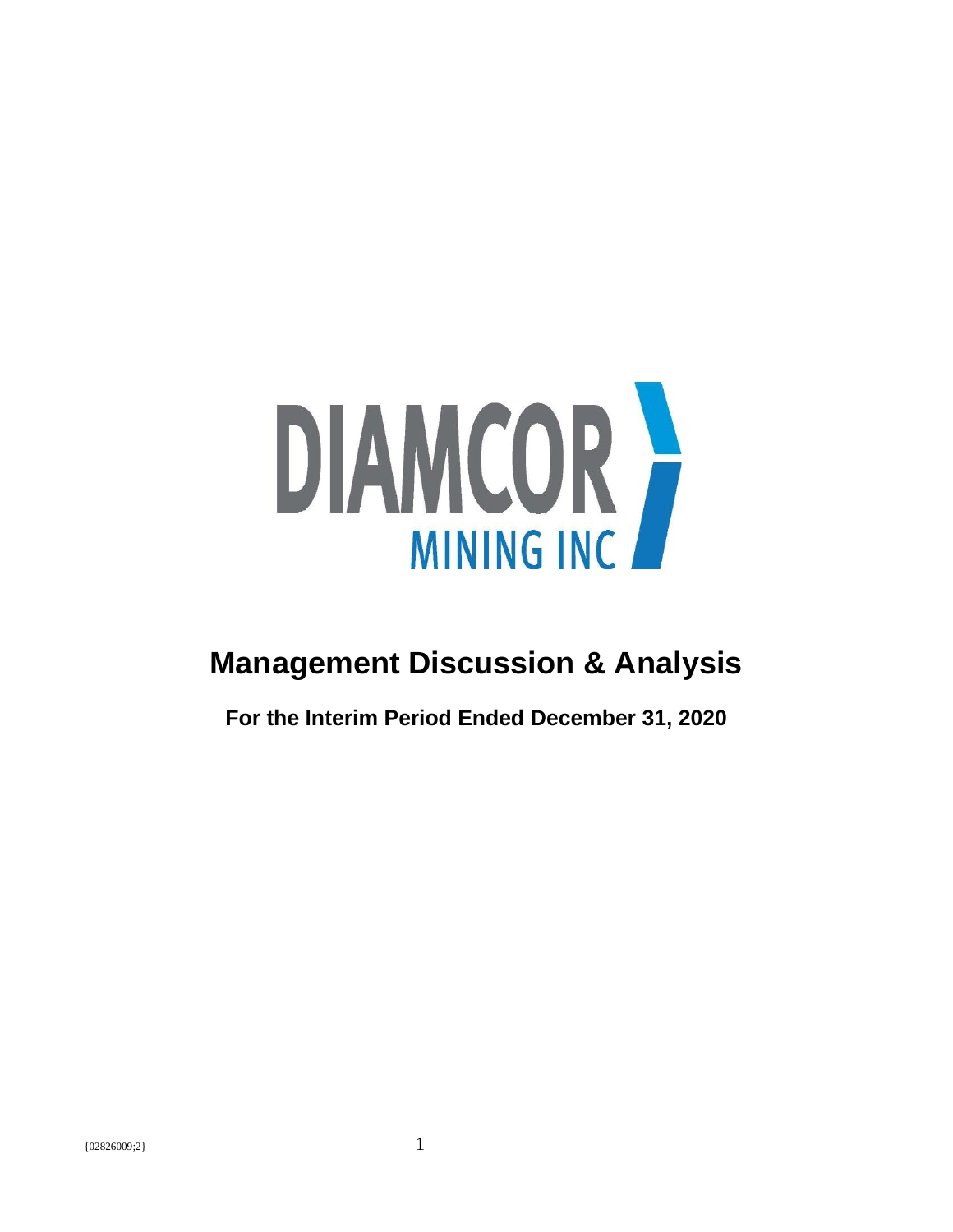DIAMCOR

MINING INC

# Management Discussion & Analysis

**For the Interim Period Ended December 31, 2020**

{02826009;2}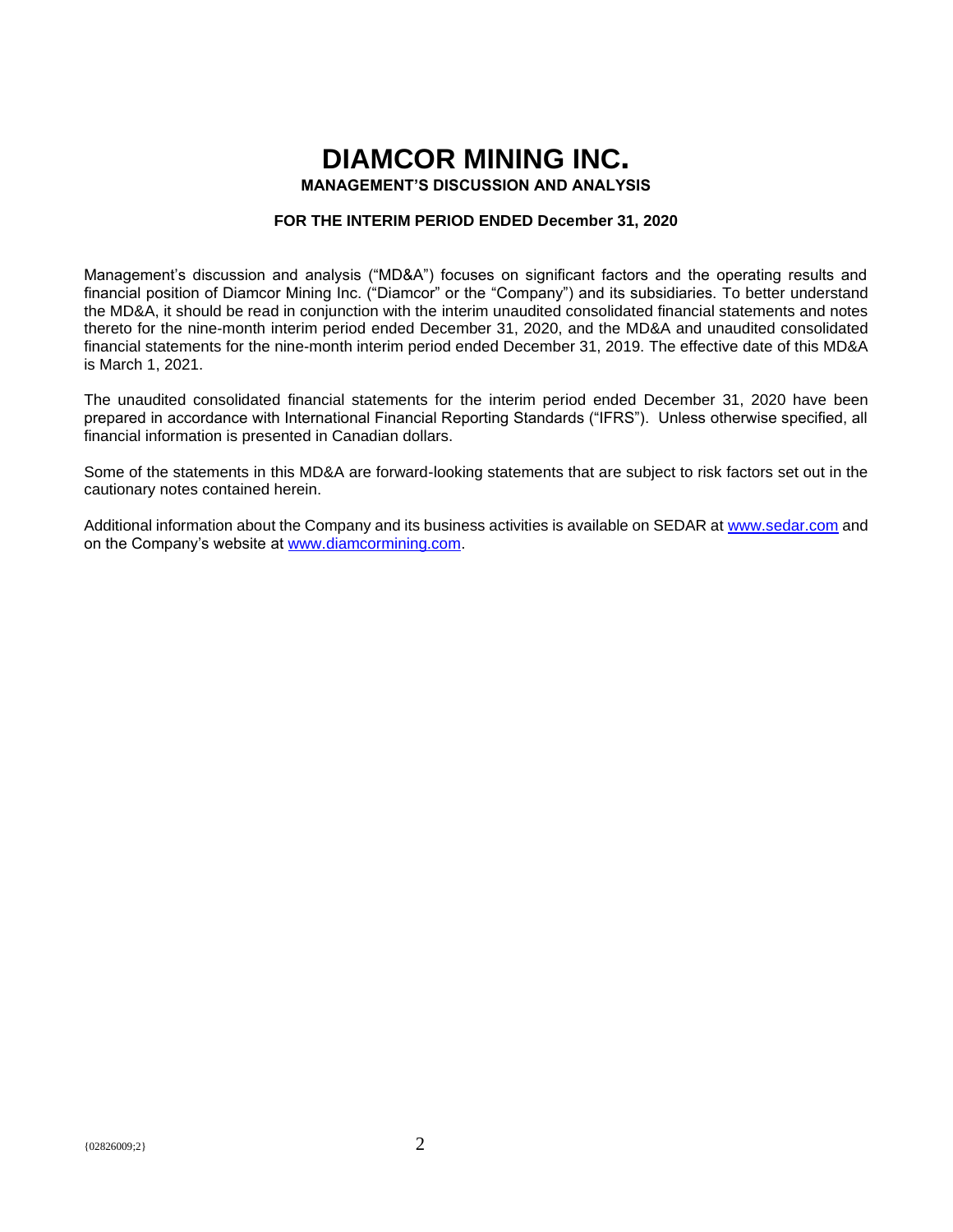# DIAMCOR MINING INC.

## MANAGEMENT'S DISCUSSION AND ANALYSIS

### FOR THE INTERIM PERIOD ENDED December 31, 2020

Management's discussion and analysis ("MD&A") focuses on significant factors and the operating results and financial position of Diamcor Mining Inc. ("Diamcor" or the "Company") and its subsidiaries. To better understand the MD&A, it should be read in conjunction with the interim unaudited consolidated financial statements and notes thereto for the nine-month interim period ended December 31, 2020, and the MD&A and unaudited consolidated financial statements for the nine-month interim period ended December 31, 2019. The effective date of this MD&A is March 1, 2021.

The unaudited consolidated financial statements for the interim period ended December 31, 2020 have been prepared in accordance with International Financial Reporting Standards ("IFRS"). Unless otherwise specified, all financial information is presented in Canadian dollars.

Some of the statements in this MD&A are forward-looking statements that are subject to risk factors set out in the cautionary notes contained herein.

Additional information about the Company and its business activities is available on SEDAR at www.sedar.com and on the Company's website at www.diamcormining.com.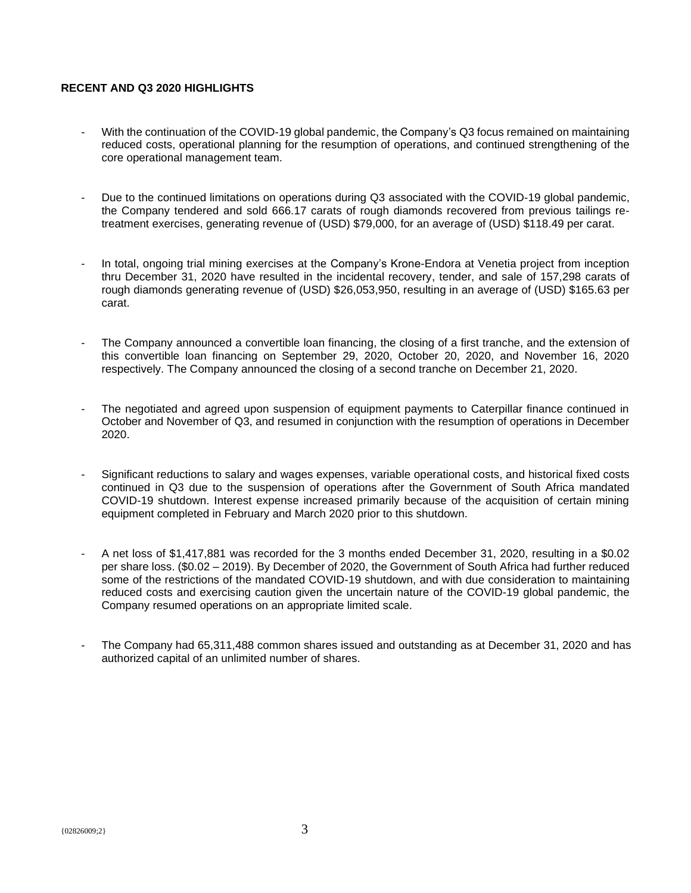## RECENT AND Q3 2020 HIGHLIGHTS

- With the continuation of the COVID-19 global pandemic, the Company's Q3 focus remained on maintaining reduced costs, operational planning for the resumption of operations, and continued strengthening of the core operational management team.

- Due to the continued limitations on operations during Q3 associated with the COVID-19 global pandemic, the Company tendered and sold 666.17 carats of rough diamonds recovered from previous tailings re-treatment exercises, generating revenue of (USD) $79,000, for an average of (USD) $118.49 per carat.

- In total, ongoing trial mining exercises at the Company's Krone-Endora at Venetia project from inception thru December 31, 2020 have resulted in the incidental recovery, tender, and sale of 157,298 carats of rough diamonds generating revenue of (USD) $26,053,950, resulting in an average of (USD) $165.63 per carat.

- The Company announced a convertible loan financing, the closing of a first tranche, and the extension of this convertible loan financing on September 29, 2020, October 20, 2020, and November 16, 2020 respectively. The Company announced the closing of a second tranche on December 21, 2020.

- The negotiated and agreed upon suspension of equipment payments to Caterpillar finance continued in October and November of Q3, and resumed in conjunction with the resumption of operations in December 2020.

- Significant reductions to salary and wages expenses, variable operational costs, and historical fixed costs continued in Q3 due to the suspension of operations after the Government of South Africa mandated COVID-19 shutdown. Interest expense increased primarily because of the acquisition of certain mining equipment completed in February and March 2020 prior to this shutdown.

- A net loss of $1,417,881 was recorded for the 3 months ended December 31, 2020, resulting in a $0.02 per share loss. ($0.02 – 2019). By December of 2020, the Government of South Africa had further reduced some of the restrictions of the mandated COVID-19 shutdown, and with due consideration to maintaining reduced costs and exercising caution given the uncertain nature of the COVID-19 global pandemic, the Company resumed operations on an appropriate limited scale.

- The Company had 65,311,488 common shares issued and outstanding as at December 31, 2020 and has authorized capital of an unlimited number of shares.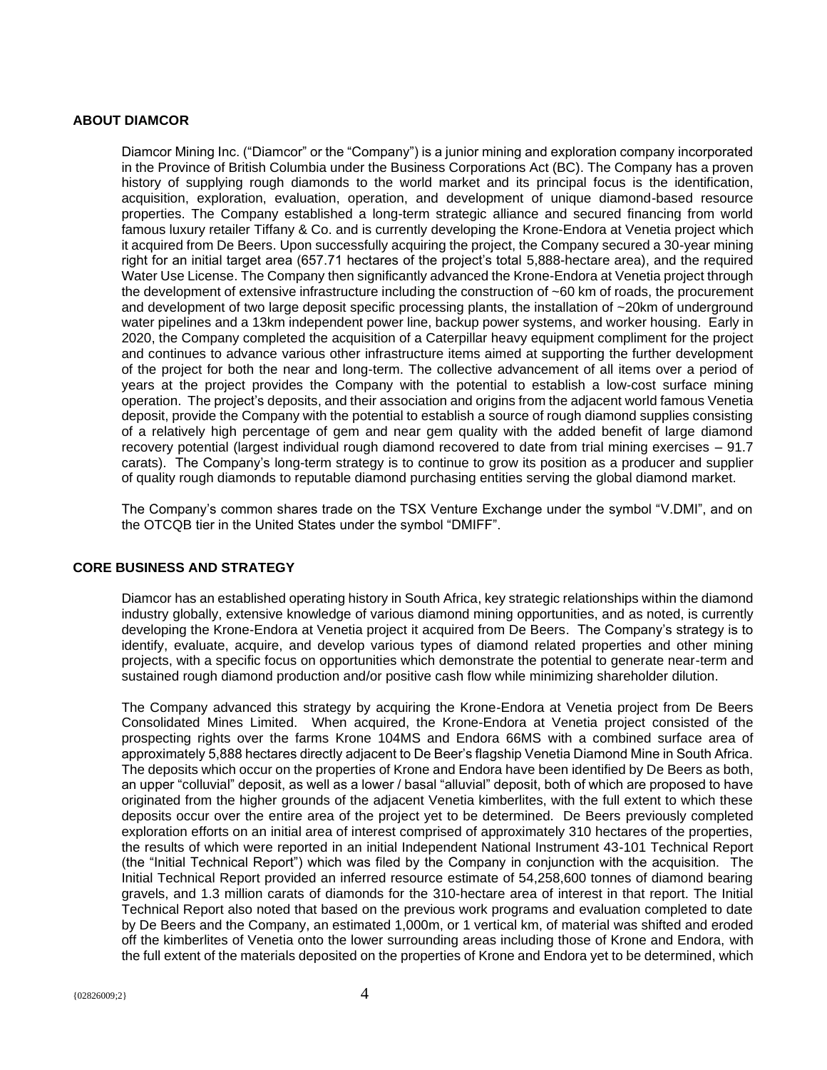## ABOUT DIAMCOR

Diamcor Mining Inc. ("Diamcor" or the "Company") is a junior mining and exploration company incorporated in the Province of British Columbia under the Business Corporations Act (BC). The Company has a proven history of supplying rough diamonds to the world market and its principal focus is the identification, acquisition, exploration, evaluation, operation, and development of unique diamond-based resource properties. The Company established a long-term strategic alliance and secured financing from world famous luxury retailer Tiffany & Co. and is currently developing the Krone-Endora at Venetia project which it acquired from De Beers. Upon successfully acquiring the project, the Company secured a 30-year mining right for an initial target area (657.71 hectares of the project's total 5,888-hectare area), and the required Water Use License. The Company then significantly advanced the Krone-Endora at Venetia project through the development of extensive infrastructure including the construction of ~60 km of roads, the procurement and development of two large deposit specific processing plants, the installation of ~20km of underground water pipelines and a 13km independent power line, backup power systems, and worker housing. Early in 2020, the Company completed the acquisition of a Caterpillar heavy equipment compliment for the project and continues to advance various other infrastructure items aimed at supporting the further development of the project for both the near and long-term. The collective advancement of all items over a period of years at the project provides the Company with the potential to establish a low-cost surface mining operation. The project's deposits, and their association and origins from the adjacent world famous Venetia deposit, provide the Company with the potential to establish a source of rough diamond supplies consisting of a relatively high percentage of gem and near gem quality with the added benefit of large diamond recovery potential (largest individual rough diamond recovered to date from trial mining exercises – 91.7 carats). The Company's long-term strategy is to continue to grow its position as a producer and supplier of quality rough diamonds to reputable diamond purchasing entities serving the global diamond market.

The Company's common shares trade on the TSX Venture Exchange under the symbol "V.DMI", and on the OTCQB tier in the United States under the symbol "DMIFF".

## CORE BUSINESS AND STRATEGY

Diamcor has an established operating history in South Africa, key strategic relationships within the diamond industry globally, extensive knowledge of various diamond mining opportunities, and as noted, is currently developing the Krone-Endora at Venetia project it acquired from De Beers. The Company's strategy is to identify, evaluate, acquire, and develop various types of diamond related properties and other mining projects, with a specific focus on opportunities which demonstrate the potential to generate near-term and sustained rough diamond production and/or positive cash flow while minimizing shareholder dilution.

The Company advanced this strategy by acquiring the Krone-Endora at Venetia project from De Beers Consolidated Mines Limited. When acquired, the Krone-Endora at Venetia project consisted of the prospecting rights over the farms Krone 104MS and Endora 66MS with a combined surface area of approximately 5,888 hectares directly adjacent to De Beer's flagship Venetia Diamond Mine in South Africa. The deposits which occur on the properties of Krone and Endora have been identified by De Beers as both, an upper "colluvial" deposit, as well as a lower / basal "alluvial" deposit, both of which are proposed to have originated from the higher grounds of the adjacent Venetia kimberlites, with the full extent to which these deposits occur over the entire area of the project yet to be determined. De Beers previously completed exploration efforts on an initial area of interest comprised of approximately 310 hectares of the properties, the results of which were reported in an initial Independent National Instrument 43-101 Technical Report (the "Initial Technical Report") which was filed by the Company in conjunction with the acquisition. The Initial Technical Report provided an inferred resource estimate of 54,258,600 tonnes of diamond bearing gravels, and 1.3 million carats of diamonds for the 310-hectare area of interest in that report. The Initial Technical Report also noted that based on the previous work programs and evaluation completed to date by De Beers and the Company, an estimated 1,000m, or 1 vertical km, of material was shifted and eroded off the kimberlites of Venetia onto the lower surrounding areas including those of Krone and Endora, with the full extent of the materials deposited on the properties of Krone and Endora yet to be determined, which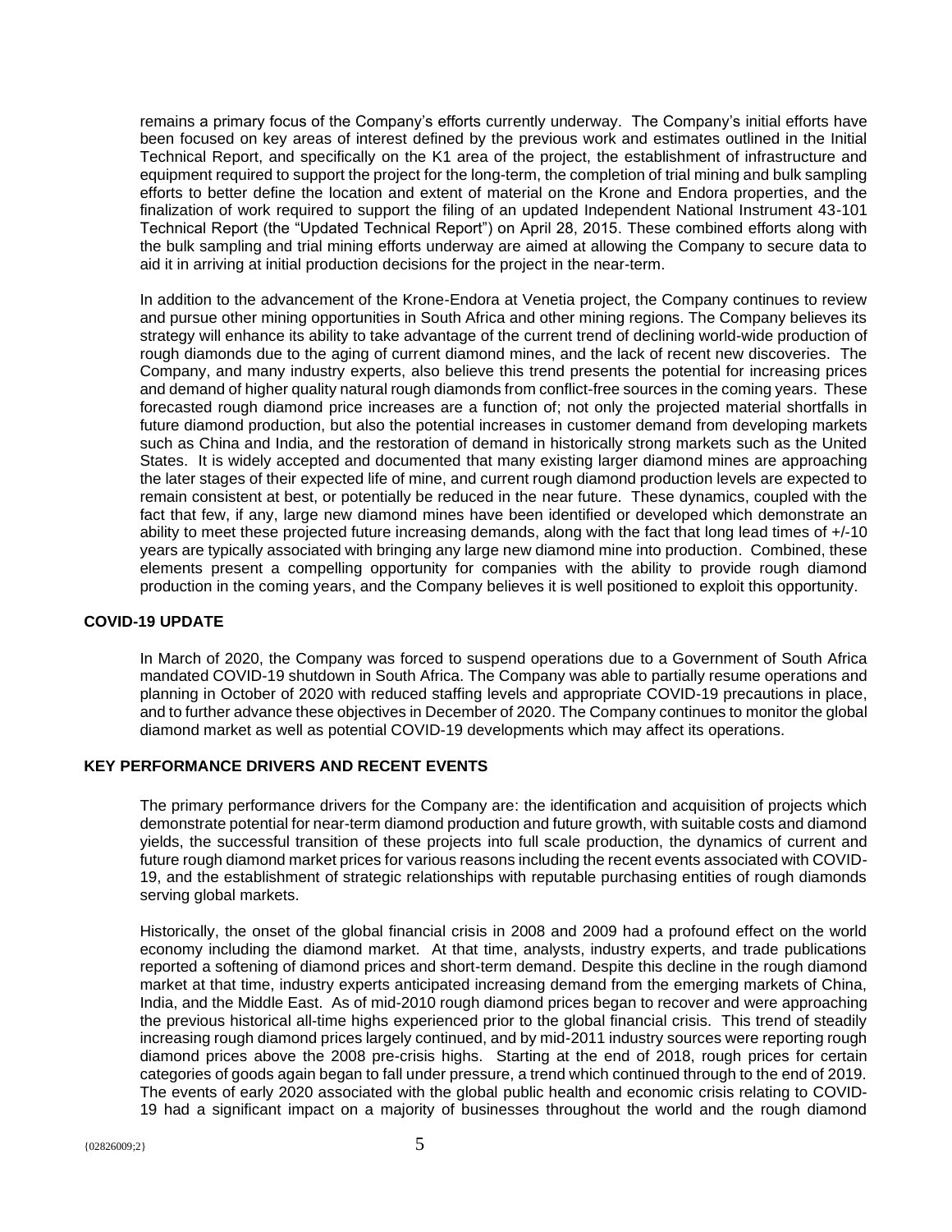remains a primary focus of the Company's efforts currently underway. The Company's initial efforts have been focused on key areas of interest defined by the previous work and estimates outlined in the Initial Technical Report, and specifically on the K1 area of the project, the establishment of infrastructure and equipment required to support the project for the long-term, the completion of trial mining and bulk sampling efforts to better define the location and extent of material on the Krone and Endora properties, and the finalization of work required to support the filing of an updated Independent National Instrument 43-101 Technical Report (the "Updated Technical Report") on April 28, 2015. These combined efforts along with the bulk sampling and trial mining efforts underway are aimed at allowing the Company to secure data to aid it in arriving at initial production decisions for the project in the near-term.

In addition to the advancement of the Krone-Endora at Venetia project, the Company continues to review and pursue other mining opportunities in South Africa and other mining regions. The Company believes its strategy will enhance its ability to take advantage of the current trend of declining world-wide production of rough diamonds due to the aging of current diamond mines, and the lack of recent new discoveries. The Company, and many industry experts, also believe this trend presents the potential for increasing prices and demand of higher quality natural rough diamonds from conflict-free sources in the coming years. These forecasted rough diamond price increases are a function of; not only the projected material shortfalls in future diamond production, but also the potential increases in customer demand from developing markets such as China and India, and the restoration of demand in historically strong markets such as the United States. It is widely accepted and documented that many existing larger diamond mines are approaching the later stages of their expected life of mine, and current rough diamond production levels are expected to remain consistent at best, or potentially be reduced in the near future. These dynamics, coupled with the fact that few, if any, large new diamond mines have been identified or developed which demonstrate an ability to meet these projected future increasing demands, along with the fact that long lead times of +/-10 years are typically associated with bringing any large new diamond mine into production. Combined, these elements present a compelling opportunity for companies with the ability to provide rough diamond production in the coming years, and the Company believes it is well positioned to exploit this opportunity.

## COVID-19 UPDATE

In March of 2020, the Company was forced to suspend operations due to a Government of South Africa mandated COVID-19 shutdown in South Africa. The Company was able to partially resume operations and planning in October of 2020 with reduced staffing levels and appropriate COVID-19 precautions in place, and to further advance these objectives in December of 2020. The Company continues to monitor the global diamond market as well as potential COVID-19 developments which may affect its operations.

## KEY PERFORMANCE DRIVERS AND RECENT EVENTS

The primary performance drivers for the Company are: the identification and acquisition of projects which demonstrate potential for near-term diamond production and future growth, with suitable costs and diamond yields, the successful transition of these projects into full scale production, the dynamics of current and future rough diamond market prices for various reasons including the recent events associated with COVID-19, and the establishment of strategic relationships with reputable purchasing entities of rough diamonds serving global markets.

Historically, the onset of the global financial crisis in 2008 and 2009 had a profound effect on the world economy including the diamond market. At that time, analysts, industry experts, and trade publications reported a softening of diamond prices and short-term demand. Despite this decline in the rough diamond market at that time, industry experts anticipated increasing demand from the emerging markets of China, India, and the Middle East. As of mid-2010 rough diamond prices began to recover and were approaching the previous historical all-time highs experienced prior to the global financial crisis. This trend of steadily increasing rough diamond prices largely continued, and by mid-2011 industry sources were reporting rough diamond prices above the 2008 pre-crisis highs. Starting at the end of 2018, rough prices for certain categories of goods again began to fall under pressure, a trend which continued through to the end of 2019. The events of early 2020 associated with the global public health and economic crisis relating to COVID-19 had a significant impact on a majority of businesses throughout the world and the rough diamond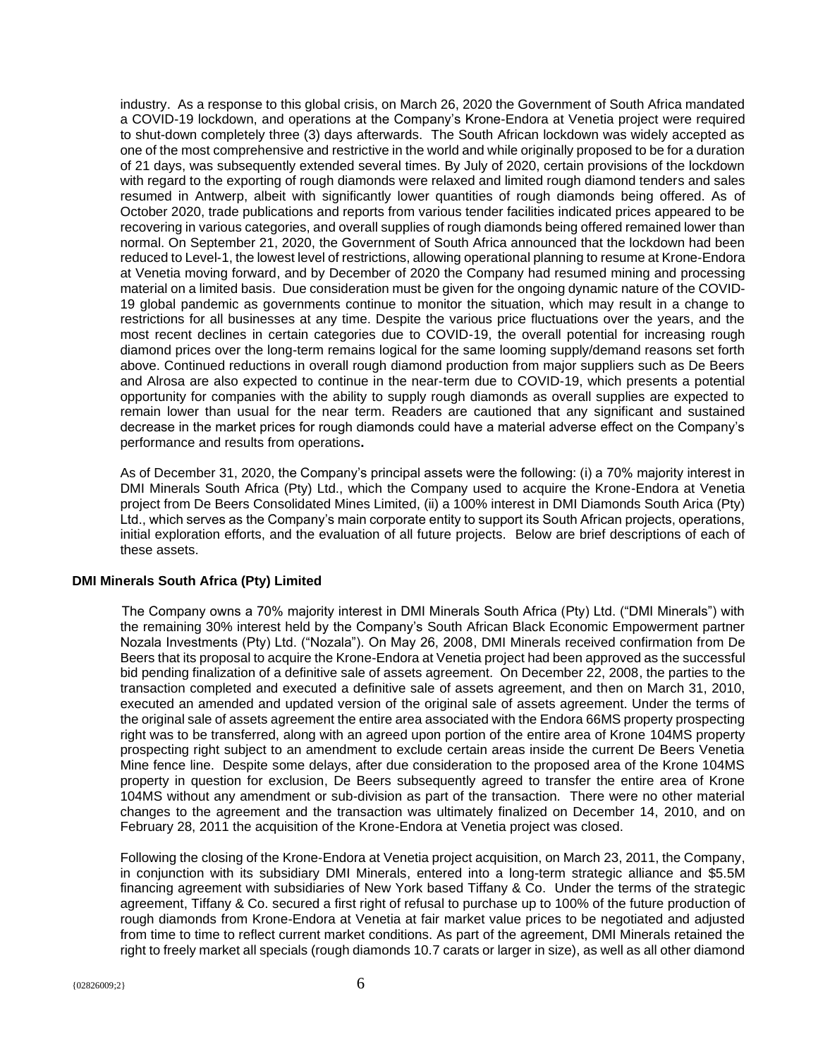industry. As a response to this global crisis, on March 26, 2020 the Government of South Africa mandated a COVID-19 lockdown, and operations at the Company's Krone-Endora at Venetia project were required to shut-down completely three (3) days afterwards. The South African lockdown was widely accepted as one of the most comprehensive and restrictive in the world and while originally proposed to be for a duration of 21 days, was subsequently extended several times. By July of 2020, certain provisions of the lockdown with regard to the exporting of rough diamonds were relaxed and limited rough diamond tenders and sales resumed in Antwerp, albeit with significantly lower quantities of rough diamonds being offered. As of October 2020, trade publications and reports from various tender facilities indicated prices appeared to be recovering in various categories, and overall supplies of rough diamonds being offered remained lower than normal. On September 21, 2020, the Government of South Africa announced that the lockdown had been reduced to Level-1, the lowest level of restrictions, allowing operational planning to resume at Krone-Endora at Venetia moving forward, and by December of 2020 the Company had resumed mining and processing material on a limited basis. Due consideration must be given for the ongoing dynamic nature of the COVID-19 global pandemic as governments continue to monitor the situation, which may result in a change to restrictions for all businesses at any time. Despite the various price fluctuations over the years, and the most recent declines in certain categories due to COVID-19, the overall potential for increasing rough diamond prices over the long-term remains logical for the same looming supply/demand reasons set forth above. Continued reductions in overall rough diamond production from major suppliers such as De Beers and Alrosa are also expected to continue in the near-term due to COVID-19, which presents a potential opportunity for companies with the ability to supply rough diamonds as overall supplies are expected to remain lower than usual for the near term. Readers are cautioned that any significant and sustained decrease in the market prices for rough diamonds could have a material adverse effect on the Company's performance and results from operations**.**

As of December 31, 2020, the Company's principal assets were the following: (i) a 70% majority interest in DMI Minerals South Africa (Pty) Ltd., which the Company used to acquire the Krone-Endora at Venetia project from De Beers Consolidated Mines Limited, (ii) a 100% interest in DMI Diamonds South Arica (Pty) Ltd., which serves as the Company's main corporate entity to support its South African projects, operations, initial exploration efforts, and the evaluation of all future projects. Below are brief descriptions of each of these assets.

## DMI Minerals South Africa (Pty) Limited

The Company owns a 70% majority interest in DMI Minerals South Africa (Pty) Ltd. ("DMI Minerals") with the remaining 30% interest held by the Company's South African Black Economic Empowerment partner Nozala Investments (Pty) Ltd. ("Nozala"). On May 26, 2008, DMI Minerals received confirmation from De Beers that its proposal to acquire the Krone-Endora at Venetia project had been approved as the successful bid pending finalization of a definitive sale of assets agreement. On December 22, 2008, the parties to the transaction completed and executed a definitive sale of assets agreement, and then on March 31, 2010, executed an amended and updated version of the original sale of assets agreement. Under the terms of the original sale of assets agreement the entire area associated with the Endora 66MS property prospecting right was to be transferred, along with an agreed upon portion of the entire area of Krone 104MS property prospecting right subject to an amendment to exclude certain areas inside the current De Beers Venetia Mine fence line. Despite some delays, after due consideration to the proposed area of the Krone 104MS property in question for exclusion, De Beers subsequently agreed to transfer the entire area of Krone 104MS without any amendment or sub-division as part of the transaction. There were no other material changes to the agreement and the transaction was ultimately finalized on December 14, 2010, and on February 28, 2011 the acquisition of the Krone-Endora at Venetia project was closed.

Following the closing of the Krone-Endora at Venetia project acquisition, on March 23, 2011, the Company, in conjunction with its subsidiary DMI Minerals, entered into a long-term strategic alliance and \$5.5M financing agreement with subsidiaries of New York based Tiffany & Co. Under the terms of the strategic agreement, Tiffany & Co. secured a first right of refusal to purchase up to 100% of the future production of rough diamonds from Krone-Endora at Venetia at fair market value prices to be negotiated and adjusted from time to time to reflect current market conditions. As part of the agreement, DMI Minerals retained the right to freely market all specials (rough diamonds 10.7 carats or larger in size), as well as all other diamond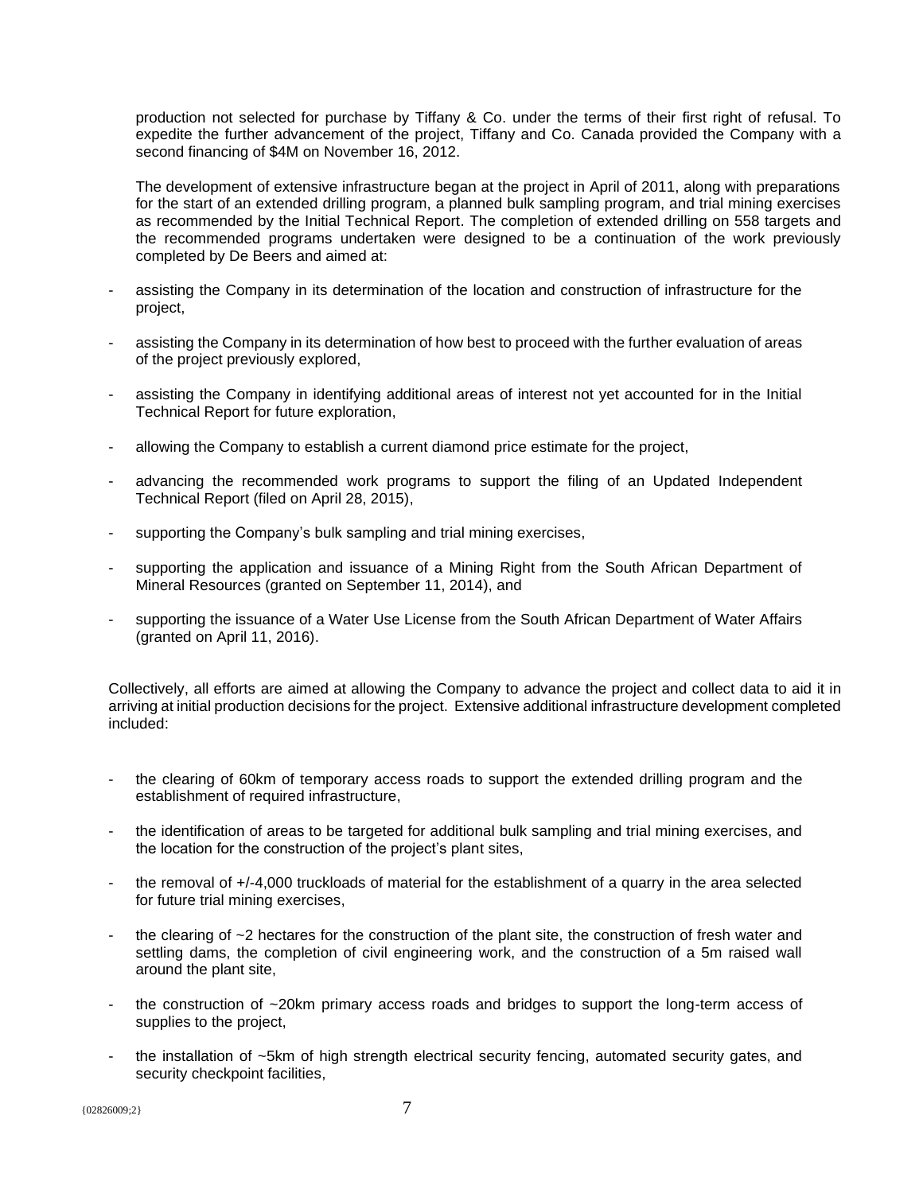production not selected for purchase by Tiffany & Co. under the terms of their first right of refusal. To expedite the further advancement of the project, Tiffany and Co. Canada provided the Company with a second financing of $4M on November 16, 2012.

The development of extensive infrastructure began at the project in April of 2011, along with preparations for the start of an extended drilling program, a planned bulk sampling program, and trial mining exercises as recommended by the Initial Technical Report. The completion of extended drilling on 558 targets and the recommended programs undertaken were designed to be a continuation of the work previously completed by De Beers and aimed at:

- assisting the Company in its determination of the location and construction of infrastructure for the project,
- assisting the Company in its determination of how best to proceed with the further evaluation of areas of the project previously explored,
- assisting the Company in identifying additional areas of interest not yet accounted for in the Initial Technical Report for future exploration,
- allowing the Company to establish a current diamond price estimate for the project,
- advancing the recommended work programs to support the filing of an Updated Independent Technical Report (filed on April 28, 2015),
- supporting the Company's bulk sampling and trial mining exercises,
- supporting the application and issuance of a Mining Right from the South African Department of Mineral Resources (granted on September 11, 2014), and
- supporting the issuance of a Water Use License from the South African Department of Water Affairs (granted on April 11, 2016).

Collectively, all efforts are aimed at allowing the Company to advance the project and collect data to aid it in arriving at initial production decisions for the project. Extensive additional infrastructure development completed included:

- the clearing of 60km of temporary access roads to support the extended drilling program and the establishment of required infrastructure,
- the identification of areas to be targeted for additional bulk sampling and trial mining exercises, and the location for the construction of the project's plant sites,
- the removal of +/-4,000 truckloads of material for the establishment of a quarry in the area selected for future trial mining exercises,
- the clearing of ~2 hectares for the construction of the plant site, the construction of fresh water and settling dams, the completion of civil engineering work, and the construction of a 5m raised wall around the plant site,
- the construction of ~20km primary access roads and bridges to support the long-term access of supplies to the project,
- the installation of ~5km of high strength electrical security fencing, automated security gates, and security checkpoint facilities,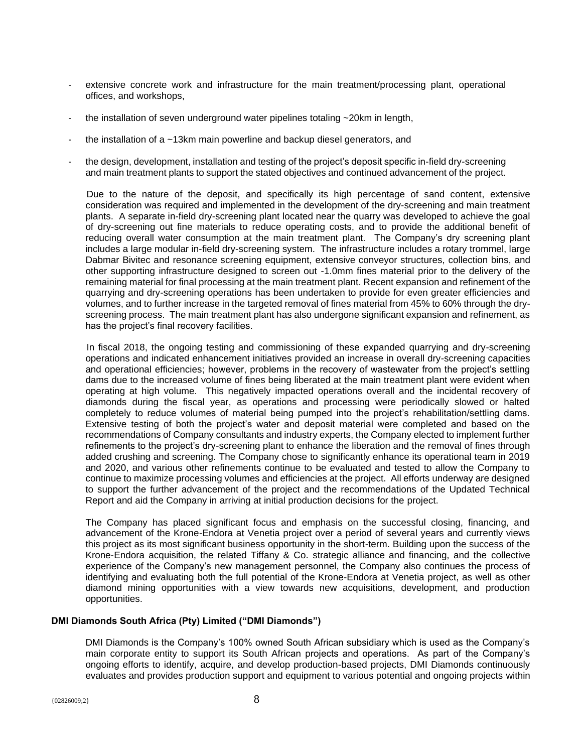- extensive concrete work and infrastructure for the main treatment/processing plant, operational offices, and workshops,

- the installation of seven underground water pipelines totaling ~20km in length,

- the installation of a ~13km main powerline and backup diesel generators, and

- the design, development, installation and testing of the project's deposit specific in-field dry-screening and main treatment plants to support the stated objectives and continued advancement of the project.

Due to the nature of the deposit, and specifically its high percentage of sand content, extensive consideration was required and implemented in the development of the dry-screening and main treatment plants. A separate in-field dry-screening plant located near the quarry was developed to achieve the goal of dry-screening out fine materials to reduce operating costs, and to provide the additional benefit of reducing overall water consumption at the main treatment plant. The Company's dry screening plant includes a large modular in-field dry-screening system. The infrastructure includes a rotary trommel, large Dabmar Bivitec and resonance screening equipment, extensive conveyor structures, collection bins, and other supporting infrastructure designed to screen out -1.0mm fines material prior to the delivery of the remaining material for final processing at the main treatment plant. Recent expansion and refinement of the quarrying and dry-screening operations has been undertaken to provide for even greater efficiencies and volumes, and to further increase in the targeted removal of fines material from 45% to 60% through the dry-screening process. The main treatment plant has also undergone significant expansion and refinement, as has the project's final recovery facilities.

In fiscal 2018, the ongoing testing and commissioning of these expanded quarrying and dry-screening operations and indicated enhancement initiatives provided an increase in overall dry-screening capacities and operational efficiencies; however, problems in the recovery of wastewater from the project's settling dams due to the increased volume of fines being liberated at the main treatment plant were evident when operating at high volume. This negatively impacted operations overall and the incidental recovery of diamonds during the fiscal year, as operations and processing were periodically slowed or halted completely to reduce volumes of material being pumped into the project's rehabilitation/settling dams. Extensive testing of both the project's water and deposit material were completed and based on the recommendations of Company consultants and industry experts, the Company elected to implement further refinements to the project's dry-screening plant to enhance the liberation and the removal of fines through added crushing and screening. The Company chose to significantly enhance its operational team in 2019 and 2020, and various other refinements continue to be evaluated and tested to allow the Company to continue to maximize processing volumes and efficiencies at the project. All efforts underway are designed to support the further advancement of the project and the recommendations of the Updated Technical Report and aid the Company in arriving at initial production decisions for the project.

The Company has placed significant focus and emphasis on the successful closing, financing, and advancement of the Krone-Endora at Venetia project over a period of several years and currently views this project as its most significant business opportunity in the short-term. Building upon the success of the Krone-Endora acquisition, the related Tiffany & Co. strategic alliance and financing, and the collective experience of the Company's new management personnel, the Company also continues the process of identifying and evaluating both the full potential of the Krone-Endora at Venetia project, as well as other diamond mining opportunities with a view towards new acquisitions, development, and production opportunities.

**DMI Diamonds South Africa (Pty) Limited ("DMI Diamonds")**

DMI Diamonds is the Company's 100% owned South African subsidiary which is used as the Company's main corporate entity to support its South African projects and operations. As part of the Company's ongoing efforts to identify, acquire, and develop production-based projects, DMI Diamonds continuously evaluates and provides production support and equipment to various potential and ongoing projects within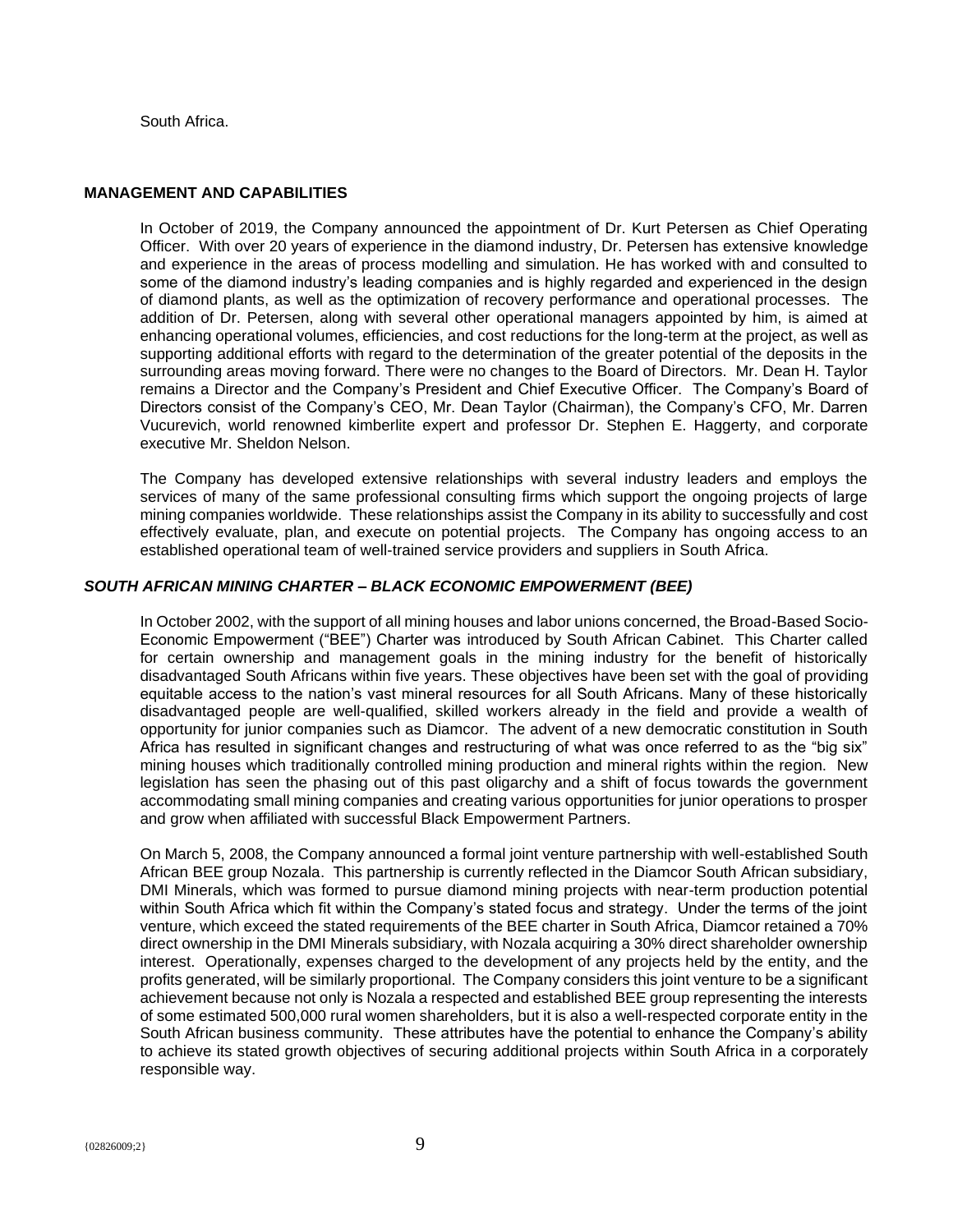South Africa.

## MANAGEMENT AND CAPABILITIES

In October of 2019, the Company announced the appointment of Dr. Kurt Petersen as Chief Operating Officer. With over 20 years of experience in the diamond industry, Dr. Petersen has extensive knowledge and experience in the areas of process modelling and simulation. He has worked with and consulted to some of the diamond industry's leading companies and is highly regarded and experienced in the design of diamond plants, as well as the optimization of recovery performance and operational processes. The addition of Dr. Petersen, along with several other operational managers appointed by him, is aimed at enhancing operational volumes, efficiencies, and cost reductions for the long-term at the project, as well as supporting additional efforts with regard to the determination of the greater potential of the deposits in the surrounding areas moving forward. There were no changes to the Board of Directors. Mr. Dean H. Taylor remains a Director and the Company's President and Chief Executive Officer. The Company's Board of Directors consist of the Company's CEO, Mr. Dean Taylor (Chairman), the Company's CFO, Mr. Darren Vucurevich, world renowned kimberlite expert and professor Dr. Stephen E. Haggerty, and corporate executive Mr. Sheldon Nelson.

The Company has developed extensive relationships with several industry leaders and employs the services of many of the same professional consulting firms which support the ongoing projects of large mining companies worldwide. These relationships assist the Company in its ability to successfully and cost effectively evaluate, plan, and execute on potential projects. The Company has ongoing access to an established operational team of well-trained service providers and suppliers in South Africa.

## *SOUTH AFRICAN MINING CHARTER – BLACK ECONOMIC EMPOWERMENT (BEE)*

In October 2002, with the support of all mining houses and labor unions concerned, the Broad-Based Socio-Economic Empowerment ("BEE") Charter was introduced by South African Cabinet. This Charter called for certain ownership and management goals in the mining industry for the benefit of historically disadvantaged South Africans within five years. These objectives have been set with the goal of providing equitable access to the nation's vast mineral resources for all South Africans. Many of these historically disadvantaged people are well-qualified, skilled workers already in the field and provide a wealth of opportunity for junior companies such as Diamcor. The advent of a new democratic constitution in South Africa has resulted in significant changes and restructuring of what was once referred to as the "big six" mining houses which traditionally controlled mining production and mineral rights within the region. New legislation has seen the phasing out of this past oligarchy and a shift of focus towards the government accommodating small mining companies and creating various opportunities for junior operations to prosper and grow when affiliated with successful Black Empowerment Partners.

On March 5, 2008, the Company announced a formal joint venture partnership with well-established South African BEE group Nozala. This partnership is currently reflected in the Diamcor South African subsidiary, DMI Minerals, which was formed to pursue diamond mining projects with near-term production potential within South Africa which fit within the Company's stated focus and strategy. Under the terms of the joint venture, which exceed the stated requirements of the BEE charter in South Africa, Diamcor retained a 70% direct ownership in the DMI Minerals subsidiary, with Nozala acquiring a 30% direct shareholder ownership interest. Operationally, expenses charged to the development of any projects held by the entity, and the profits generated, will be similarly proportional. The Company considers this joint venture to be a significant achievement because not only is Nozala a respected and established BEE group representing the interests of some estimated 500,000 rural women shareholders, but it is also a well-respected corporate entity in the South African business community. These attributes have the potential to enhance the Company's ability to achieve its stated growth objectives of securing additional projects within South Africa in a corporately responsible way.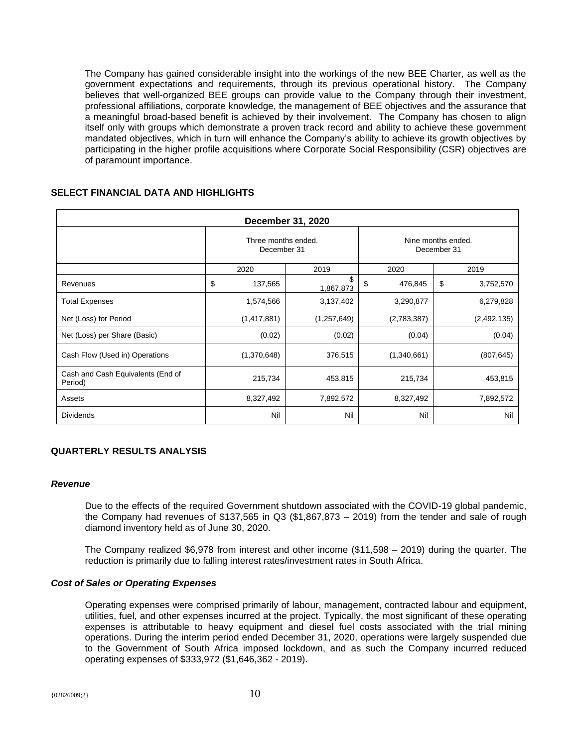The Company has gained considerable insight into the workings of the new BEE Charter, as well as the government expectations and requirements, through its previous operational history. The Company believes that well-organized BEE groups can provide value to the Company through their investment, professional affiliations, corporate knowledge, the management of BEE objectives and the assurance that a meaningful broad-based benefit is achieved by their involvement. The Company has chosen to align itself only with groups which demonstrate a proven track record and ability to achieve these government mandated objectives, which in turn will enhance the Company's ability to achieve its growth objectives by participating in the higher profile acquisitions where Corporate Social Responsibility (CSR) objectives are of paramount importance.

## SELECT FINANCIAL DATA AND HIGHLIGHTS

| December 31, 2020 | | | | |
|---|---|---|---|---|
| | Three months ended. December 31 | | Nine months ended. December 31 | |
| | 2020 | 2019 | 2020 | 2019 |
| Revenues | $ 137,565 | $ 1,867,873 | $ 476,845 | $ 3,752,570 |
| Total Expenses | 1,574,566 | 3,137,402 | 3,290,877 | 6,279,828 |
| Net (Loss) for Period | (1,417,881) | (1,257,649) | (2,783,387) | (2,492,135) |
| Net (Loss) per Share (Basic) | (0.02) | (0.02) | (0.04) | (0.04) |
| Cash Flow (Used in) Operations | (1,370,648) | 376,515 | (1,340,661) | (807,645) |
| Cash and Cash Equivalents (End of Period) | 215,734 | 453,815 | 215,734 | 453,815 |
| Assets | 8,327,492 | 7,892,572 | 8,327,492 | 7,892,572 |
| Dividends | Nil | Nil | Nil | Nil |

## QUARTERLY RESULTS ANALYSIS

### *Revenue*

Due to the effects of the required Government shutdown associated with the COVID-19 global pandemic, the Company had revenues of $137,565 in Q3 ($1,867,873 – 2019) from the tender and sale of rough diamond inventory held as of June 30, 2020.

The Company realized $6,978 from interest and other income ($11,598 – 2019) during the quarter. The reduction is primarily due to falling interest rates/investment rates in South Africa.

### *Cost of Sales or Operating Expenses*

Operating expenses were comprised primarily of labour, management, contracted labour and equipment, utilities, fuel, and other expenses incurred at the project. Typically, the most significant of these operating expenses is attributable to heavy equipment and diesel fuel costs associated with the trial mining operations. During the interim period ended December 31, 2020, operations were largely suspended due to the Government of South Africa imposed lockdown, and as such the Company incurred reduced operating expenses of $333,972 ($1,646,362 - 2019).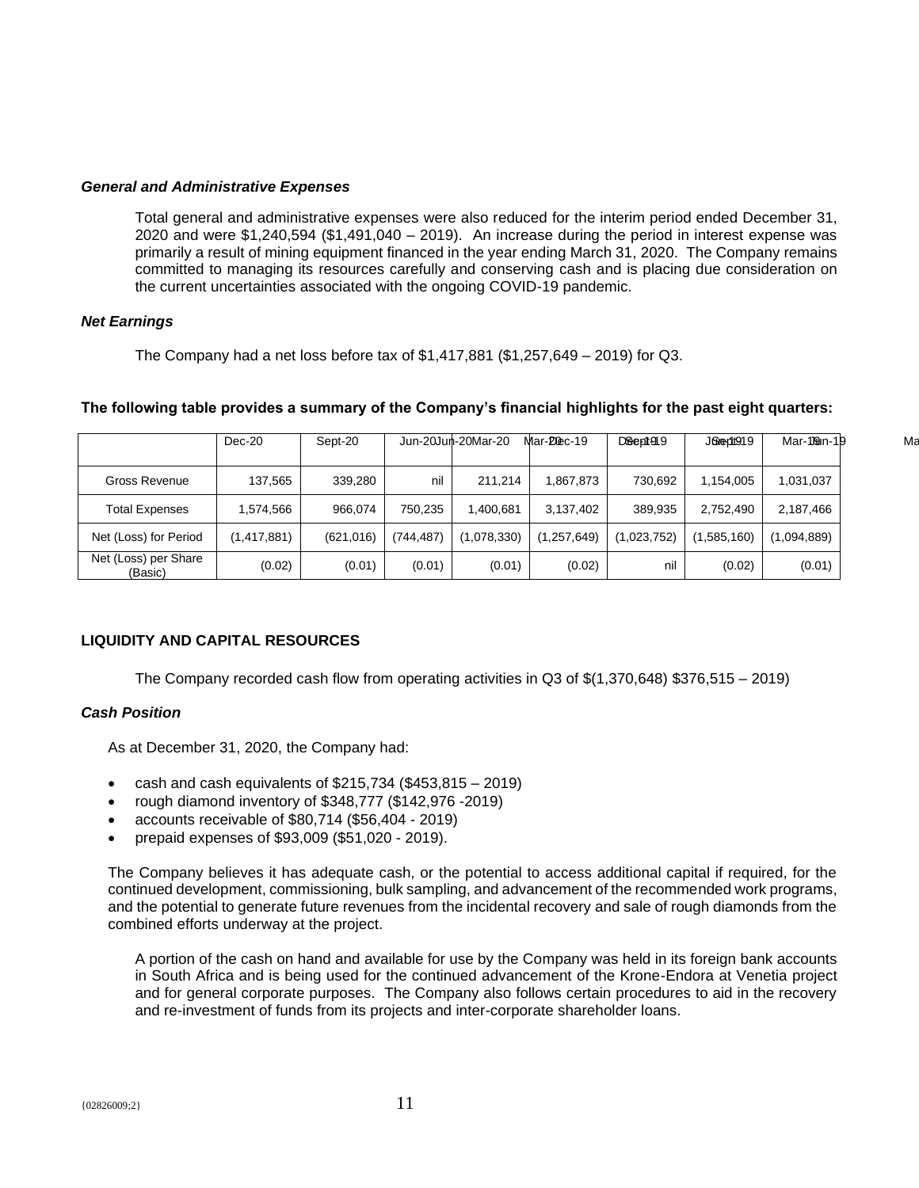### *General and Administrative Expenses*

Total general and administrative expenses were also reduced for the interim period ended December 31, 2020 and were $1,240,594 ($1,491,040 – 2019). An increase during the period in interest expense was primarily a result of mining equipment financed in the year ending March 31, 2020. The Company remains committed to managing its resources carefully and conserving cash and is placing due consideration on the current uncertainties associated with the ongoing COVID-19 pandemic.

### *Net Earnings*

The Company had a net loss before tax of $1,417,881 ($1,257,649 – 2019) for Q3.

**The following table provides a summary of the Company's financial highlights for the past eight quarters:**

| | Dec-20 | Sept-20 | Jun-20 | Mar-20 | Dec-19 | Sept-19 | Jun-19 | Mar-19 |
|---|---|---|---|---|---|---|---|---|
| Gross Revenue | 137,565 | 339,280 | nil | 211,214 | 1,867,873 | 730,692 | 1,154,005 | 1,031,037 |
| Total Expenses | 1,574,566 | 966,074 | 750,235 | 1,400,681 | 3,137,402 | 389,935 | 2,752,490 | 2,187,466 |
| Net (Loss) for Period | (1,417,881) | (621,016) | (744,487) | (1,078,330) | (1,257,649) | (1,023,752) | (1,585,160) | (1,094,889) |
| Net (Loss) per Share (Basic) | (0.02) | (0.01) | (0.01) | (0.01) | (0.02) | nil | (0.02) | (0.01) |

## LIQUIDITY AND CAPITAL RESOURCES

The Company recorded cash flow from operating activities in Q3 of $(1,370,648) $376,515 – 2019)

### *Cash Position*

As at December 31, 2020, the Company had:

- cash and cash equivalents of $215,734 ($453,815 – 2019)
- rough diamond inventory of $348,777 ($142,976 -2019)
- accounts receivable of $80,714 ($56,404 - 2019)
- prepaid expenses of $93,009 ($51,020 - 2019).

The Company believes it has adequate cash, or the potential to access additional capital if required, for the continued development, commissioning, bulk sampling, and advancement of the recommended work programs, and the potential to generate future revenues from the incidental recovery and sale of rough diamonds from the combined efforts underway at the project.

A portion of the cash on hand and available for use by the Company was held in its foreign bank accounts in South Africa and is being used for the continued advancement of the Krone-Endora at Venetia project and for general corporate purposes. The Company also follows certain procedures to aid in the recovery and re-investment of funds from its projects and inter-corporate shareholder loans.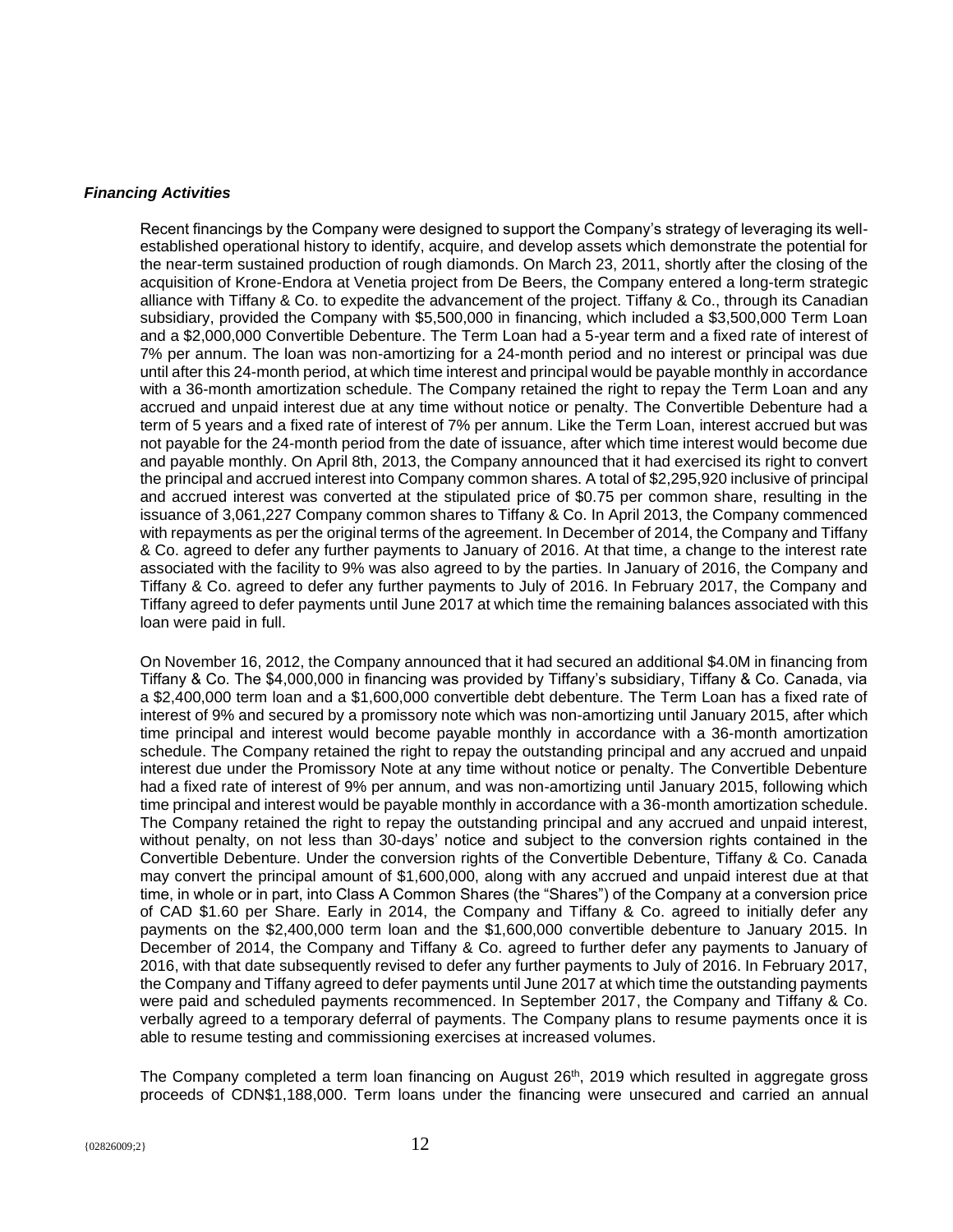### *Financing Activities*

Recent financings by the Company were designed to support the Company's strategy of leveraging its well-established operational history to identify, acquire, and develop assets which demonstrate the potential for the near-term sustained production of rough diamonds. On March 23, 2011, shortly after the closing of the acquisition of Krone-Endora at Venetia project from De Beers, the Company entered a long-term strategic alliance with Tiffany & Co. to expedite the advancement of the project. Tiffany & Co., through its Canadian subsidiary, provided the Company with $5,500,000 in financing, which included a $3,500,000 Term Loan and a $2,000,000 Convertible Debenture. The Term Loan had a 5-year term and a fixed rate of interest of 7% per annum. The loan was non-amortizing for a 24-month period and no interest or principal was due until after this 24-month period, at which time interest and principal would be payable monthly in accordance with a 36-month amortization schedule. The Company retained the right to repay the Term Loan and any accrued and unpaid interest due at any time without notice or penalty. The Convertible Debenture had a term of 5 years and a fixed rate of interest of 7% per annum. Like the Term Loan, interest accrued but was not payable for the 24-month period from the date of issuance, after which time interest would become due and payable monthly. On April 8th, 2013, the Company announced that it had exercised its right to convert the principal and accrued interest into Company common shares. A total of $2,295,920 inclusive of principal and accrued interest was converted at the stipulated price of $0.75 per common share, resulting in the issuance of 3,061,227 Company common shares to Tiffany & Co. In April 2013, the Company commenced with repayments as per the original terms of the agreement. In December of 2014, the Company and Tiffany & Co. agreed to defer any further payments to January of 2016. At that time, a change to the interest rate associated with the facility to 9% was also agreed to by the parties. In January of 2016, the Company and Tiffany & Co. agreed to defer any further payments to July of 2016. In February 2017, the Company and Tiffany agreed to defer payments until June 2017 at which time the remaining balances associated with this loan were paid in full.

On November 16, 2012, the Company announced that it had secured an additional $4.0M in financing from Tiffany & Co. The $4,000,000 in financing was provided by Tiffany's subsidiary, Tiffany & Co. Canada, via a $2,400,000 term loan and a $1,600,000 convertible debt debenture. The Term Loan has a fixed rate of interest of 9% and secured by a promissory note which was non-amortizing until January 2015, after which time principal and interest would become payable monthly in accordance with a 36-month amortization schedule. The Company retained the right to repay the outstanding principal and any accrued and unpaid interest due under the Promissory Note at any time without notice or penalty. The Convertible Debenture had a fixed rate of interest of 9% per annum, and was non-amortizing until January 2015, following which time principal and interest would be payable monthly in accordance with a 36-month amortization schedule. The Company retained the right to repay the outstanding principal and any accrued and unpaid interest, without penalty, on not less than 30-days' notice and subject to the conversion rights contained in the Convertible Debenture. Under the conversion rights of the Convertible Debenture, Tiffany & Co. Canada may convert the principal amount of $1,600,000, along with any accrued and unpaid interest due at that time, in whole or in part, into Class A Common Shares (the "Shares") of the Company at a conversion price of CAD $1.60 per Share. Early in 2014, the Company and Tiffany & Co. agreed to initially defer any payments on the $2,400,000 term loan and the $1,600,000 convertible debenture to January 2015. In December of 2014, the Company and Tiffany & Co. agreed to further defer any payments to January of 2016, with that date subsequently revised to defer any further payments to July of 2016. In February 2017, the Company and Tiffany agreed to defer payments until June 2017 at which time the outstanding payments were paid and scheduled payments recommenced. In September 2017, the Company and Tiffany & Co. verbally agreed to a temporary deferral of payments. The Company plans to resume payments once it is able to resume testing and commissioning exercises at increased volumes.

The Company completed a term loan financing on August 26th, 2019 which resulted in aggregate gross proceeds of CDN$1,188,000. Term loans under the financing were unsecured and carried an annual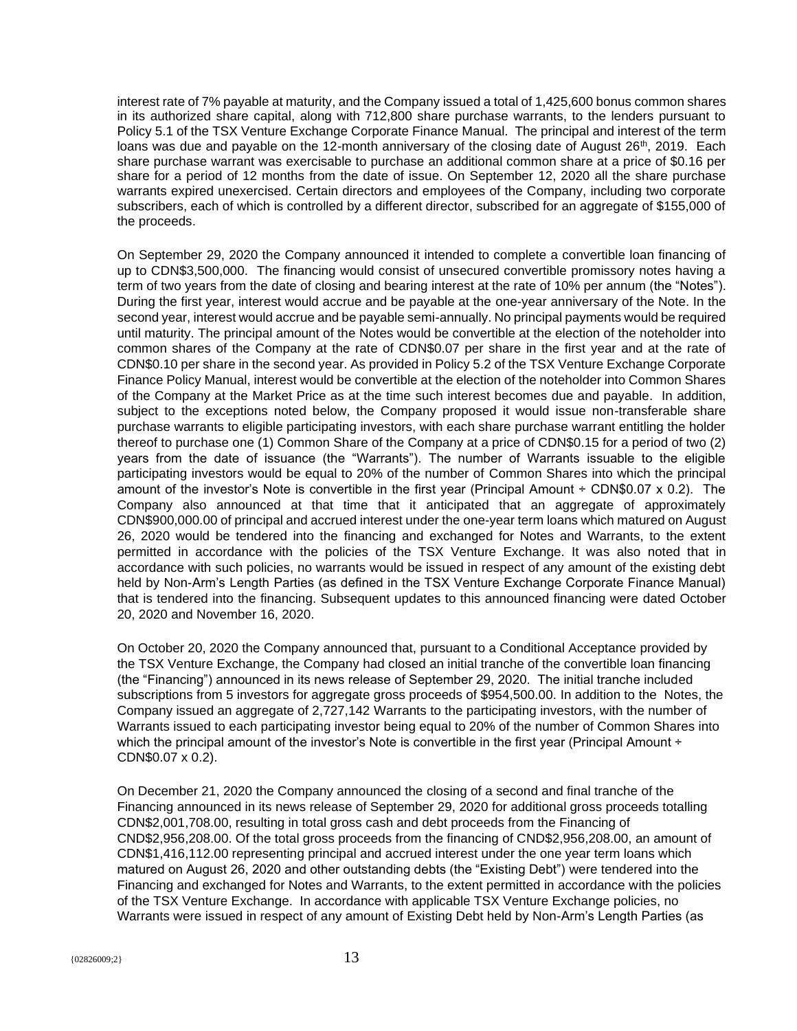interest rate of 7% payable at maturity, and the Company issued a total of 1,425,600 bonus common shares in its authorized share capital, along with 712,800 share purchase warrants, to the lenders pursuant to Policy 5.1 of the TSX Venture Exchange Corporate Finance Manual. The principal and interest of the term loans was due and payable on the 12-month anniversary of the closing date of August 26th, 2019. Each share purchase warrant was exercisable to purchase an additional common share at a price of $0.16 per share for a period of 12 months from the date of issue. On September 12, 2020 all the share purchase warrants expired unexercised. Certain directors and employees of the Company, including two corporate subscribers, each of which is controlled by a different director, subscribed for an aggregate of $155,000 of the proceeds.

On September 29, 2020 the Company announced it intended to complete a convertible loan financing of up to CDN$3,500,000. The financing would consist of unsecured convertible promissory notes having a term of two years from the date of closing and bearing interest at the rate of 10% per annum (the "Notes"). During the first year, interest would accrue and be payable at the one-year anniversary of the Note. In the second year, interest would accrue and be payable semi-annually. No principal payments would be required until maturity. The principal amount of the Notes would be convertible at the election of the noteholder into common shares of the Company at the rate of CDN$0.07 per share in the first year and at the rate of CDN$0.10 per share in the second year. As provided in Policy 5.2 of the TSX Venture Exchange Corporate Finance Policy Manual, interest would be convertible at the election of the noteholder into Common Shares of the Company at the Market Price as at the time such interest becomes due and payable. In addition, subject to the exceptions noted below, the Company proposed it would issue non-transferable share purchase warrants to eligible participating investors, with each share purchase warrant entitling the holder thereof to purchase one (1) Common Share of the Company at a price of CDN$0.15 for a period of two (2) years from the date of issuance (the "Warrants"). The number of Warrants issuable to the eligible participating investors would be equal to 20% of the number of Common Shares into which the principal amount of the investor's Note is convertible in the first year (Principal Amount ÷ CDN$0.07 x 0.2). The Company also announced at that time that it anticipated that an aggregate of approximately CDN$900,000.00 of principal and accrued interest under the one-year term loans which matured on August 26, 2020 would be tendered into the financing and exchanged for Notes and Warrants, to the extent permitted in accordance with the policies of the TSX Venture Exchange. It was also noted that in accordance with such policies, no warrants would be issued in respect of any amount of the existing debt held by Non-Arm's Length Parties (as defined in the TSX Venture Exchange Corporate Finance Manual) that is tendered into the financing. Subsequent updates to this announced financing were dated October 20, 2020 and November 16, 2020.

On October 20, 2020 the Company announced that, pursuant to a Conditional Acceptance provided by the TSX Venture Exchange, the Company had closed an initial tranche of the convertible loan financing (the "Financing") announced in its news release of September 29, 2020. The initial tranche included subscriptions from 5 investors for aggregate gross proceeds of $954,500.00. In addition to the Notes, the Company issued an aggregate of 2,727,142 Warrants to the participating investors, with the number of Warrants issued to each participating investor being equal to 20% of the number of Common Shares into which the principal amount of the investor's Note is convertible in the first year (Principal Amount ÷ CDN$0.07 x 0.2).

On December 21, 2020 the Company announced the closing of a second and final tranche of the Financing announced in its news release of September 29, 2020 for additional gross proceeds totalling CDN$2,001,708.00, resulting in total gross cash and debt proceeds from the Financing of CND$2,956,208.00. Of the total gross proceeds from the financing of CND$2,956,208.00, an amount of CDN$1,416,112.00 representing principal and accrued interest under the one year term loans which matured on August 26, 2020 and other outstanding debts (the "Existing Debt") were tendered into the Financing and exchanged for Notes and Warrants, to the extent permitted in accordance with the policies of the TSX Venture Exchange. In accordance with applicable TSX Venture Exchange policies, no Warrants were issued in respect of any amount of Existing Debt held by Non-Arm's Length Parties (as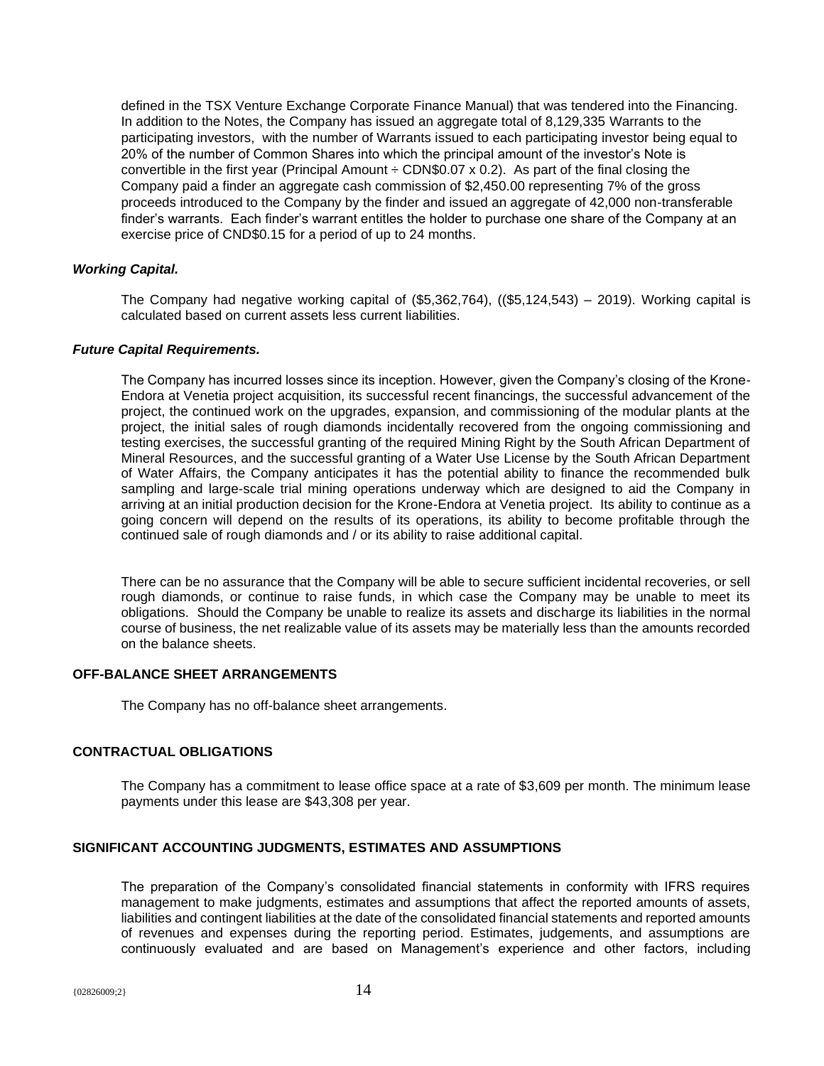defined in the TSX Venture Exchange Corporate Finance Manual) that was tendered into the Financing. In addition to the Notes, the Company has issued an aggregate total of 8,129,335 Warrants to the participating investors, with the number of Warrants issued to each participating investor being equal to 20% of the number of Common Shares into which the principal amount of the investor's Note is convertible in the first year (Principal Amount ÷ CDN$0.07 x 0.2). As part of the final closing the Company paid a finder an aggregate cash commission of $2,450.00 representing 7% of the gross proceeds introduced to the Company by the finder and issued an aggregate of 42,000 non-transferable finder's warrants. Each finder's warrant entitles the holder to purchase one share of the Company at an exercise price of CND$0.15 for a period of up to 24 months.

***Working Capital.***

The Company had negative working capital of ($5,362,764), (($5,124,543) – 2019). Working capital is calculated based on current assets less current liabilities.

***Future Capital Requirements.***

The Company has incurred losses since its inception. However, given the Company's closing of the Krone-Endora at Venetia project acquisition, its successful recent financings, the successful advancement of the project, the continued work on the upgrades, expansion, and commissioning of the modular plants at the project, the initial sales of rough diamonds incidentally recovered from the ongoing commissioning and testing exercises, the successful granting of the required Mining Right by the South African Department of Mineral Resources, and the successful granting of a Water Use License by the South African Department of Water Affairs, the Company anticipates it has the potential ability to finance the recommended bulk sampling and large-scale trial mining operations underway which are designed to aid the Company in arriving at an initial production decision for the Krone-Endora at Venetia project. Its ability to continue as a going concern will depend on the results of its operations, its ability to become profitable through the continued sale of rough diamonds and / or its ability to raise additional capital.

There can be no assurance that the Company will be able to secure sufficient incidental recoveries, or sell rough diamonds, or continue to raise funds, in which case the Company may be unable to meet its obligations. Should the Company be unable to realize its assets and discharge its liabilities in the normal course of business, the net realizable value of its assets may be materially less than the amounts recorded on the balance sheets.

## OFF-BALANCE SHEET ARRANGEMENTS

The Company has no off-balance sheet arrangements.

## CONTRACTUAL OBLIGATIONS

The Company has a commitment to lease office space at a rate of $3,609 per month. The minimum lease payments under this lease are $43,308 per year.

## SIGNIFICANT ACCOUNTING JUDGMENTS, ESTIMATES AND ASSUMPTIONS

The preparation of the Company's consolidated financial statements in conformity with IFRS requires management to make judgments, estimates and assumptions that affect the reported amounts of assets, liabilities and contingent liabilities at the date of the consolidated financial statements and reported amounts of revenues and expenses during the reporting period. Estimates, judgements, and assumptions are continuously evaluated and are based on Management's experience and other factors, including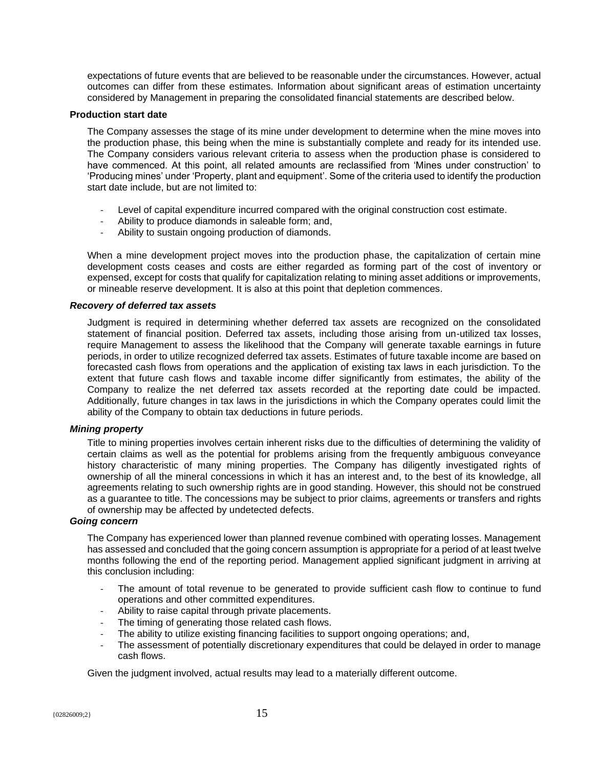expectations of future events that are believed to be reasonable under the circumstances. However, actual outcomes can differ from these estimates. Information about significant areas of estimation uncertainty considered by Management in preparing the consolidated financial statements are described below.

**Production start date**

The Company assesses the stage of its mine under development to determine when the mine moves into the production phase, this being when the mine is substantially complete and ready for its intended use. The Company considers various relevant criteria to assess when the production phase is considered to have commenced. At this point, all related amounts are reclassified from 'Mines under construction' to 'Producing mines' under 'Property, plant and equipment'. Some of the criteria used to identify the production start date include, but are not limited to:

- Level of capital expenditure incurred compared with the original construction cost estimate.
- Ability to produce diamonds in saleable form; and,
- Ability to sustain ongoing production of diamonds.

When a mine development project moves into the production phase, the capitalization of certain mine development costs ceases and costs are either regarded as forming part of the cost of inventory or expensed, except for costs that qualify for capitalization relating to mining asset additions or improvements, or mineable reserve development. It is also at this point that depletion commences.

***Recovery of deferred tax assets***

Judgment is required in determining whether deferred tax assets are recognized on the consolidated statement of financial position. Deferred tax assets, including those arising from un-utilized tax losses, require Management to assess the likelihood that the Company will generate taxable earnings in future periods, in order to utilize recognized deferred tax assets. Estimates of future taxable income are based on forecasted cash flows from operations and the application of existing tax laws in each jurisdiction. To the extent that future cash flows and taxable income differ significantly from estimates, the ability of the Company to realize the net deferred tax assets recorded at the reporting date could be impacted. Additionally, future changes in tax laws in the jurisdictions in which the Company operates could limit the ability of the Company to obtain tax deductions in future periods.

***Mining property***

Title to mining properties involves certain inherent risks due to the difficulties of determining the validity of certain claims as well as the potential for problems arising from the frequently ambiguous conveyance history characteristic of many mining properties. The Company has diligently investigated rights of ownership of all the mineral concessions in which it has an interest and, to the best of its knowledge, all agreements relating to such ownership rights are in good standing. However, this should not be construed as a guarantee to title. The concessions may be subject to prior claims, agreements or transfers and rights of ownership may be affected by undetected defects.

***Going concern***

The Company has experienced lower than planned revenue combined with operating losses. Management has assessed and concluded that the going concern assumption is appropriate for a period of at least twelve months following the end of the reporting period. Management applied significant judgment in arriving at this conclusion including:

- The amount of total revenue to be generated to provide sufficient cash flow to continue to fund operations and other committed expenditures.
- Ability to raise capital through private placements.
- The timing of generating those related cash flows.
- The ability to utilize existing financing facilities to support ongoing operations; and,
- The assessment of potentially discretionary expenditures that could be delayed in order to manage cash flows.

Given the judgment involved, actual results may lead to a materially different outcome.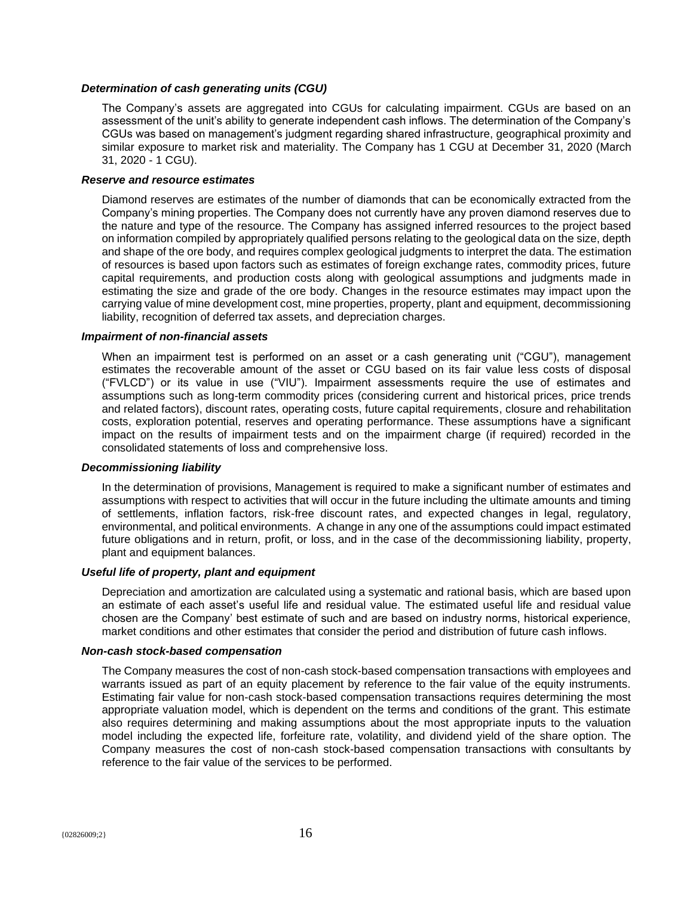### *Determination of cash generating units (CGU)*

The Company's assets are aggregated into CGUs for calculating impairment. CGUs are based on an assessment of the unit's ability to generate independent cash inflows. The determination of the Company's CGUs was based on management's judgment regarding shared infrastructure, geographical proximity and similar exposure to market risk and materiality. The Company has 1 CGU at December 31, 2020 (March 31, 2020 - 1 CGU).

### *Reserve and resource estimates*

Diamond reserves are estimates of the number of diamonds that can be economically extracted from the Company's mining properties. The Company does not currently have any proven diamond reserves due to the nature and type of the resource. The Company has assigned inferred resources to the project based on information compiled by appropriately qualified persons relating to the geological data on the size, depth and shape of the ore body, and requires complex geological judgments to interpret the data. The estimation of resources is based upon factors such as estimates of foreign exchange rates, commodity prices, future capital requirements, and production costs along with geological assumptions and judgments made in estimating the size and grade of the ore body. Changes in the resource estimates may impact upon the carrying value of mine development cost, mine properties, property, plant and equipment, decommissioning liability, recognition of deferred tax assets, and depreciation charges.

### *Impairment of non-financial assets*

When an impairment test is performed on an asset or a cash generating unit ("CGU"), management estimates the recoverable amount of the asset or CGU based on its fair value less costs of disposal ("FVLCD") or its value in use ("VIU"). Impairment assessments require the use of estimates and assumptions such as long-term commodity prices (considering current and historical prices, price trends and related factors), discount rates, operating costs, future capital requirements, closure and rehabilitation costs, exploration potential, reserves and operating performance. These assumptions have a significant impact on the results of impairment tests and on the impairment charge (if required) recorded in the consolidated statements of loss and comprehensive loss.

### *Decommissioning liability*

In the determination of provisions, Management is required to make a significant number of estimates and assumptions with respect to activities that will occur in the future including the ultimate amounts and timing of settlements, inflation factors, risk-free discount rates, and expected changes in legal, regulatory, environmental, and political environments. A change in any one of the assumptions could impact estimated future obligations and in return, profit, or loss, and in the case of the decommissioning liability, property, plant and equipment balances.

### *Useful life of property, plant and equipment*

Depreciation and amortization are calculated using a systematic and rational basis, which are based upon an estimate of each asset's useful life and residual value. The estimated useful life and residual value chosen are the Company' best estimate of such and are based on industry norms, historical experience, market conditions and other estimates that consider the period and distribution of future cash inflows.

### *Non-cash stock-based compensation*

The Company measures the cost of non-cash stock-based compensation transactions with employees and warrants issued as part of an equity placement by reference to the fair value of the equity instruments. Estimating fair value for non-cash stock-based compensation transactions requires determining the most appropriate valuation model, which is dependent on the terms and conditions of the grant. This estimate also requires determining and making assumptions about the most appropriate inputs to the valuation model including the expected life, forfeiture rate, volatility, and dividend yield of the share option. The Company measures the cost of non-cash stock-based compensation transactions with consultants by reference to the fair value of the services to be performed.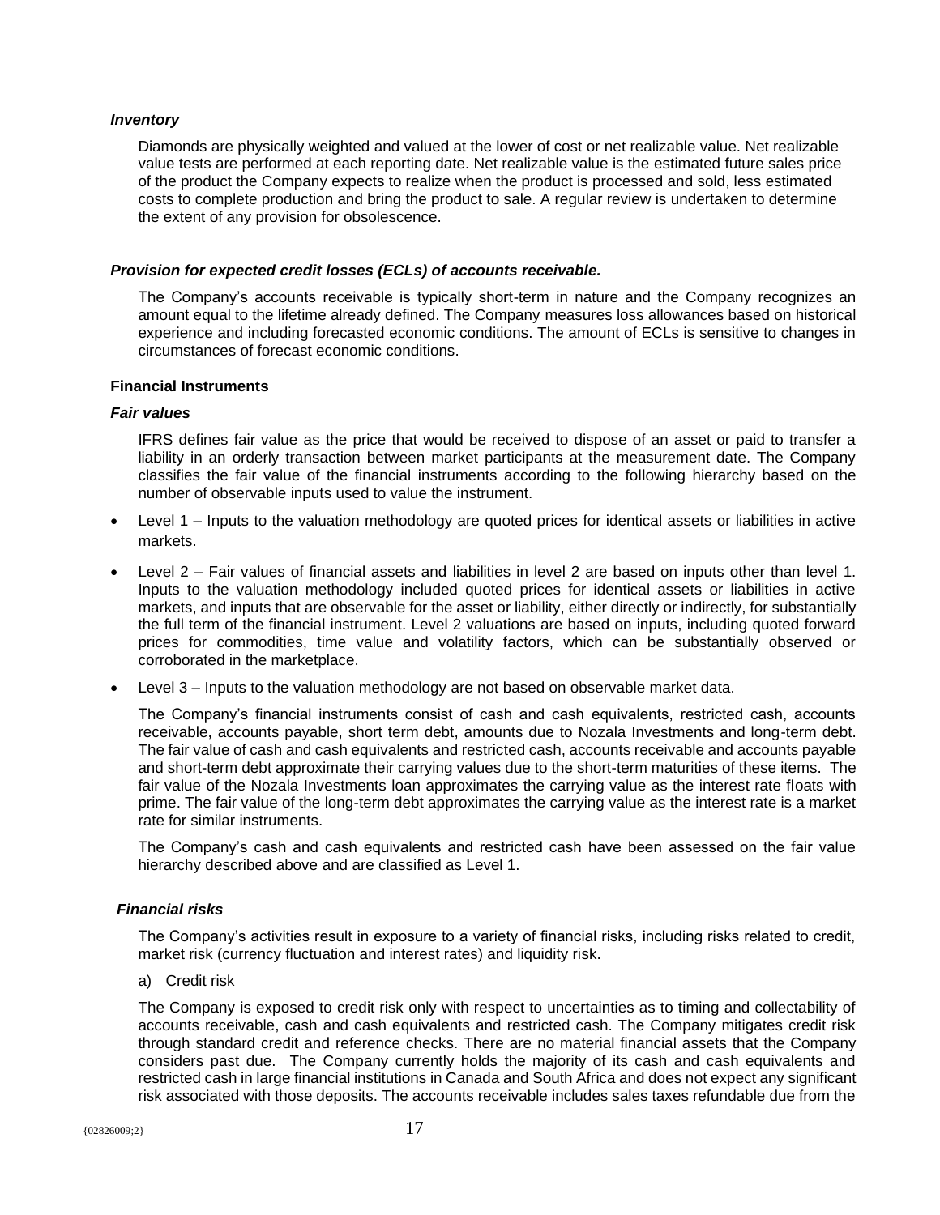### *Inventory*

Diamonds are physically weighted and valued at the lower of cost or net realizable value. Net realizable value tests are performed at each reporting date. Net realizable value is the estimated future sales price of the product the Company expects to realize when the product is processed and sold, less estimated costs to complete production and bring the product to sale. A regular review is undertaken to determine the extent of any provision for obsolescence.

### *Provision for expected credit losses (ECLs) of accounts receivable.*

The Company's accounts receivable is typically short-term in nature and the Company recognizes an amount equal to the lifetime already defined. The Company measures loss allowances based on historical experience and including forecasted economic conditions. The amount of ECLs is sensitive to changes in circumstances of forecast economic conditions.

## Financial Instruments

### *Fair values*

IFRS defines fair value as the price that would be received to dispose of an asset or paid to transfer a liability in an orderly transaction between market participants at the measurement date. The Company classifies the fair value of the financial instruments according to the following hierarchy based on the number of observable inputs used to value the instrument.

- Level 1 – Inputs to the valuation methodology are quoted prices for identical assets or liabilities in active markets.
- Level 2 – Fair values of financial assets and liabilities in level 2 are based on inputs other than level 1. Inputs to the valuation methodology included quoted prices for identical assets or liabilities in active markets, and inputs that are observable for the asset or liability, either directly or indirectly, for substantially the full term of the financial instrument. Level 2 valuations are based on inputs, including quoted forward prices for commodities, time value and volatility factors, which can be substantially observed or corroborated in the marketplace.
- Level 3 – Inputs to the valuation methodology are not based on observable market data.

The Company's financial instruments consist of cash and cash equivalents, restricted cash, accounts receivable, accounts payable, short term debt, amounts due to Nozala Investments and long-term debt. The fair value of cash and cash equivalents and restricted cash, accounts receivable and accounts payable and short-term debt approximate their carrying values due to the short-term maturities of these items. The fair value of the Nozala Investments loan approximates the carrying value as the interest rate floats with prime. The fair value of the long-term debt approximates the carrying value as the interest rate is a market rate for similar instruments.

The Company's cash and cash equivalents and restricted cash have been assessed on the fair value hierarchy described above and are classified as Level 1.

### *Financial risks*

The Company's activities result in exposure to a variety of financial risks, including risks related to credit, market risk (currency fluctuation and interest rates) and liquidity risk.

a) Credit risk

The Company is exposed to credit risk only with respect to uncertainties as to timing and collectability of accounts receivable, cash and cash equivalents and restricted cash. The Company mitigates credit risk through standard credit and reference checks. There are no material financial assets that the Company considers past due. The Company currently holds the majority of its cash and cash equivalents and restricted cash in large financial institutions in Canada and South Africa and does not expect any significant risk associated with those deposits. The accounts receivable includes sales taxes refundable due from the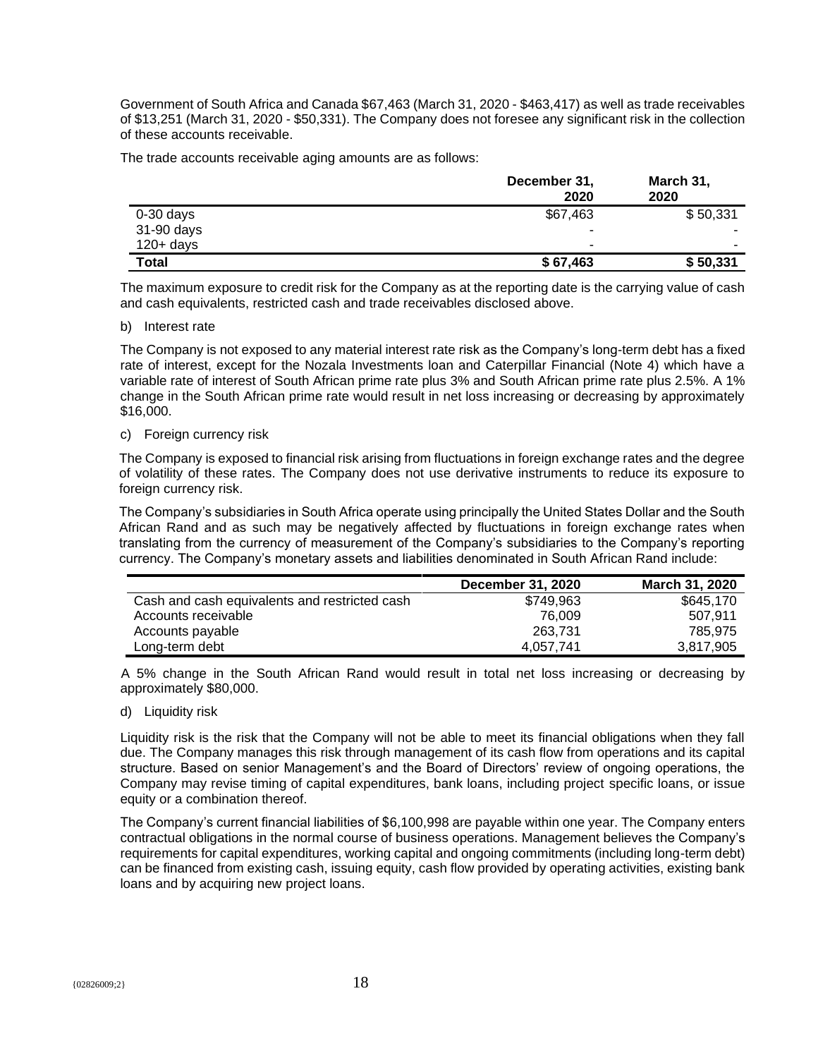Government of South Africa and Canada $67,463 (March 31, 2020 - $463,417) as well as trade receivables of $13,251 (March 31, 2020 - $50,331). The Company does not foresee any significant risk in the collection of these accounts receivable.

The trade accounts receivable aging amounts are as follows:

| | December 31, 2020 | March 31, 2020 |
|---|---|---|
| 0-30 days | $67,463 | $ 50,331 |
| 31-90 days | - | - |
| 120+ days | - | - |
| **Total** | **$ 67,463** | **$ 50,331** |

The maximum exposure to credit risk for the Company as at the reporting date is the carrying value of cash and cash equivalents, restricted cash and trade receivables disclosed above.

b) Interest rate

The Company is not exposed to any material interest rate risk as the Company's long-term debt has a fixed rate of interest, except for the Nozala Investments loan and Caterpillar Financial (Note 4) which have a variable rate of interest of South African prime rate plus 3% and South African prime rate plus 2.5%. A 1% change in the South African prime rate would result in net loss increasing or decreasing by approximately $16,000.

c) Foreign currency risk

The Company is exposed to financial risk arising from fluctuations in foreign exchange rates and the degree of volatility of these rates. The Company does not use derivative instruments to reduce its exposure to foreign currency risk.

The Company's subsidiaries in South Africa operate using principally the United States Dollar and the South African Rand and as such may be negatively affected by fluctuations in foreign exchange rates when translating from the currency of measurement of the Company's subsidiaries to the Company's reporting currency. The Company's monetary assets and liabilities denominated in South African Rand include:

| | December 31, 2020 | March 31, 2020 |
|---|---|---|
| Cash and cash equivalents and restricted cash | $749,963 | $645,170 |
| Accounts receivable | 76,009 | 507,911 |
| Accounts payable | 263,731 | 785,975 |
| Long-term debt | 4,057,741 | 3,817,905 |

A 5% change in the South African Rand would result in total net loss increasing or decreasing by approximately $80,000.

d) Liquidity risk

Liquidity risk is the risk that the Company will not be able to meet its financial obligations when they fall due. The Company manages this risk through management of its cash flow from operations and its capital structure. Based on senior Management's and the Board of Directors' review of ongoing operations, the Company may revise timing of capital expenditures, bank loans, including project specific loans, or issue equity or a combination thereof.

The Company's current financial liabilities of $6,100,998 are payable within one year. The Company enters contractual obligations in the normal course of business operations. Management believes the Company's requirements for capital expenditures, working capital and ongoing commitments (including long-term debt) can be financed from existing cash, issuing equity, cash flow provided by operating activities, existing bank loans and by acquiring new project loans.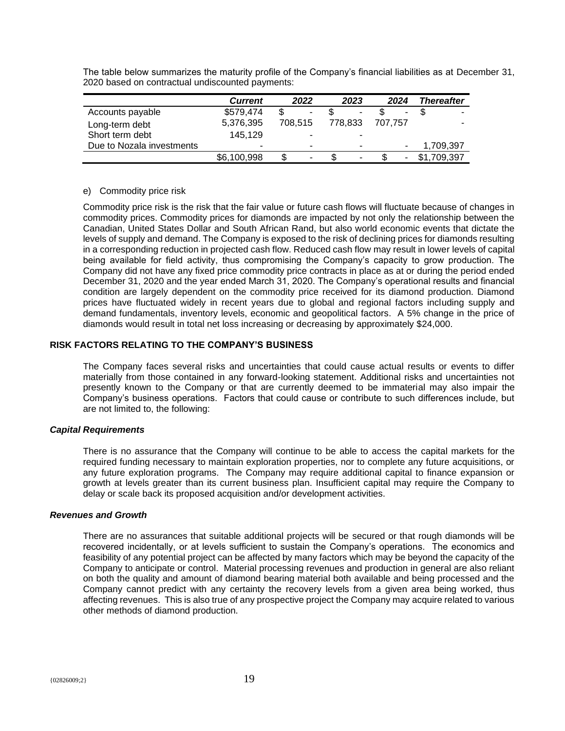The table below summarizes the maturity profile of the Company's financial liabilities as at December 31, 2020 based on contractual undiscounted payments:

| | ***Current*** | ***2022*** | ***2023*** | ***2024*** | ***Thereafter*** |
|---|---|---|---|---|---|
| Accounts payable | $579,474 | $ - | $ - | $ - | $ - |
| Long-term debt | 5,376,395 | 708,515 | 778,833 | 707,757 | - |
| Short term debt | 145,129 | - | - | | |
| Due to Nozala investments | - | - | - | - | 1,709,397 |
| | $6,100,998 | $ - | $ - | $ - | $1,709,397 |

e) Commodity price risk

Commodity price risk is the risk that the fair value or future cash flows will fluctuate because of changes in commodity prices. Commodity prices for diamonds are impacted by not only the relationship between the Canadian, United States Dollar and South African Rand, but also world economic events that dictate the levels of supply and demand. The Company is exposed to the risk of declining prices for diamonds resulting in a corresponding reduction in projected cash flow. Reduced cash flow may result in lower levels of capital being available for field activity, thus compromising the Company's capacity to grow production. The Company did not have any fixed price commodity price contracts in place as at or during the period ended December 31, 2020 and the year ended March 31, 2020. The Company's operational results and financial condition are largely dependent on the commodity price received for its diamond production. Diamond prices have fluctuated widely in recent years due to global and regional factors including supply and demand fundamentals, inventory levels, economic and geopolitical factors. A 5% change in the price of diamonds would result in total net loss increasing or decreasing by approximately $24,000.

## RISK FACTORS RELATING TO THE COMPANY'S BUSINESS

The Company faces several risks and uncertainties that could cause actual results or events to differ materially from those contained in any forward-looking statement. Additional risks and uncertainties not presently known to the Company or that are currently deemed to be immaterial may also impair the Company's business operations. Factors that could cause or contribute to such differences include, but are not limited to, the following:

### *Capital Requirements*

There is no assurance that the Company will continue to be able to access the capital markets for the required funding necessary to maintain exploration properties, nor to complete any future acquisitions, or any future exploration programs. The Company may require additional capital to finance expansion or growth at levels greater than its current business plan. Insufficient capital may require the Company to delay or scale back its proposed acquisition and/or development activities.

### *Revenues and Growth*

There are no assurances that suitable additional projects will be secured or that rough diamonds will be recovered incidentally, or at levels sufficient to sustain the Company's operations. The economics and feasibility of any potential project can be affected by many factors which may be beyond the capacity of the Company to anticipate or control. Material processing revenues and production in general are also reliant on both the quality and amount of diamond bearing material both available and being processed and the Company cannot predict with any certainty the recovery levels from a given area being worked, thus affecting revenues. This is also true of any prospective project the Company may acquire related to various other methods of diamond production.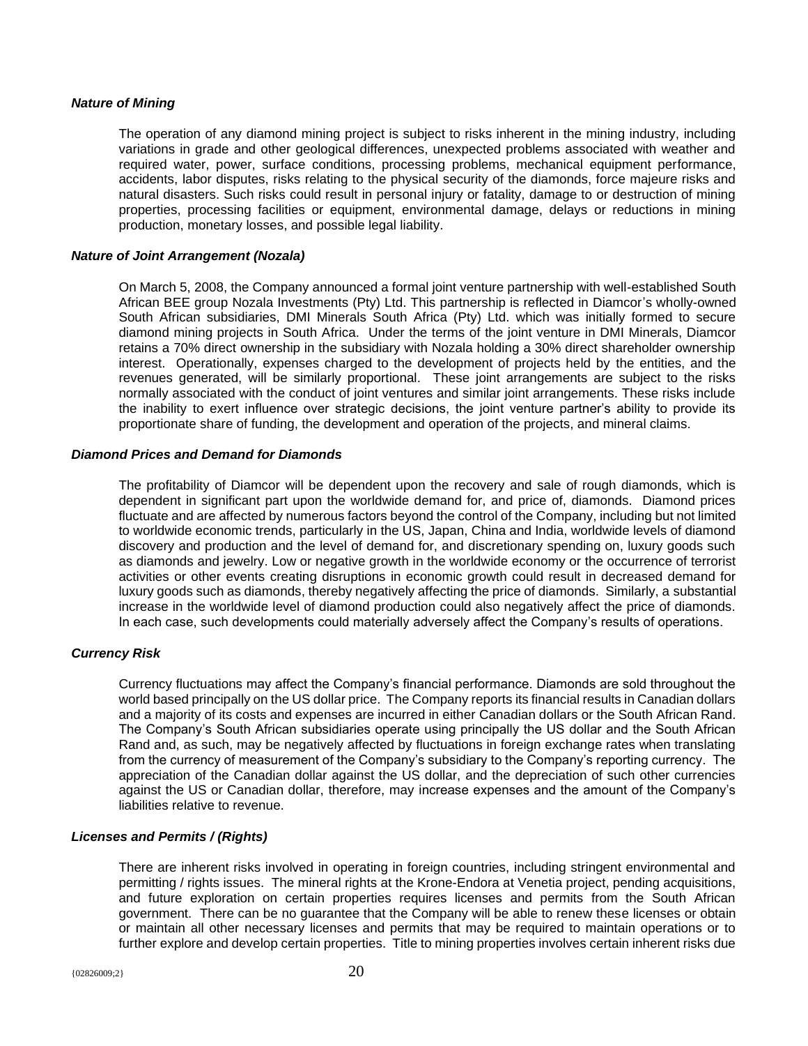### *Nature of Mining*

The operation of any diamond mining project is subject to risks inherent in the mining industry, including variations in grade and other geological differences, unexpected problems associated with weather and required water, power, surface conditions, processing problems, mechanical equipment performance, accidents, labor disputes, risks relating to the physical security of the diamonds, force majeure risks and natural disasters. Such risks could result in personal injury or fatality, damage to or destruction of mining properties, processing facilities or equipment, environmental damage, delays or reductions in mining production, monetary losses, and possible legal liability.

### *Nature of Joint Arrangement (Nozala)*

On March 5, 2008, the Company announced a formal joint venture partnership with well-established South African BEE group Nozala Investments (Pty) Ltd. This partnership is reflected in Diamcor's wholly-owned South African subsidiaries, DMI Minerals South Africa (Pty) Ltd. which was initially formed to secure diamond mining projects in South Africa. Under the terms of the joint venture in DMI Minerals, Diamcor retains a 70% direct ownership in the subsidiary with Nozala holding a 30% direct shareholder ownership interest. Operationally, expenses charged to the development of projects held by the entities, and the revenues generated, will be similarly proportional. These joint arrangements are subject to the risks normally associated with the conduct of joint ventures and similar joint arrangements. These risks include the inability to exert influence over strategic decisions, the joint venture partner's ability to provide its proportionate share of funding, the development and operation of the projects, and mineral claims.

### *Diamond Prices and Demand for Diamonds*

The profitability of Diamcor will be dependent upon the recovery and sale of rough diamonds, which is dependent in significant part upon the worldwide demand for, and price of, diamonds. Diamond prices fluctuate and are affected by numerous factors beyond the control of the Company, including but not limited to worldwide economic trends, particularly in the US, Japan, China and India, worldwide levels of diamond discovery and production and the level of demand for, and discretionary spending on, luxury goods such as diamonds and jewelry. Low or negative growth in the worldwide economy or the occurrence of terrorist activities or other events creating disruptions in economic growth could result in decreased demand for luxury goods such as diamonds, thereby negatively affecting the price of diamonds. Similarly, a substantial increase in the worldwide level of diamond production could also negatively affect the price of diamonds. In each case, such developments could materially adversely affect the Company's results of operations.

### *Currency Risk*

Currency fluctuations may affect the Company's financial performance. Diamonds are sold throughout the world based principally on the US dollar price. The Company reports its financial results in Canadian dollars and a majority of its costs and expenses are incurred in either Canadian dollars or the South African Rand. The Company's South African subsidiaries operate using principally the US dollar and the South African Rand and, as such, may be negatively affected by fluctuations in foreign exchange rates when translating from the currency of measurement of the Company's subsidiary to the Company's reporting currency. The appreciation of the Canadian dollar against the US dollar, and the depreciation of such other currencies against the US or Canadian dollar, therefore, may increase expenses and the amount of the Company's liabilities relative to revenue.

### *Licenses and Permits / (Rights)*

There are inherent risks involved in operating in foreign countries, including stringent environmental and permitting / rights issues. The mineral rights at the Krone-Endora at Venetia project, pending acquisitions, and future exploration on certain properties requires licenses and permits from the South African government. There can be no guarantee that the Company will be able to renew these licenses or obtain or maintain all other necessary licenses and permits that may be required to maintain operations or to further explore and develop certain properties. Title to mining properties involves certain inherent risks due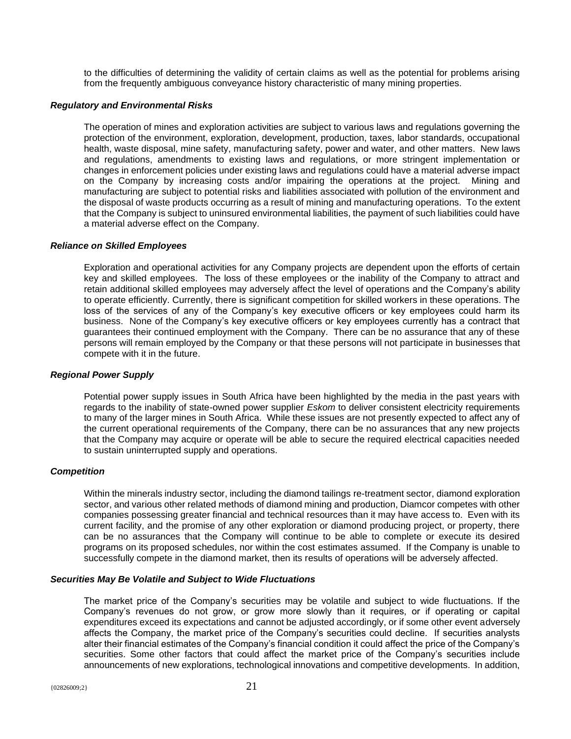to the difficulties of determining the validity of certain claims as well as the potential for problems arising from the frequently ambiguous conveyance history characteristic of many mining properties.

***Regulatory and Environmental Risks***

The operation of mines and exploration activities are subject to various laws and regulations governing the protection of the environment, exploration, development, production, taxes, labor standards, occupational health, waste disposal, mine safety, manufacturing safety, power and water, and other matters. New laws and regulations, amendments to existing laws and regulations, or more stringent implementation or changes in enforcement policies under existing laws and regulations could have a material adverse impact on the Company by increasing costs and/or impairing the operations at the project. Mining and manufacturing are subject to potential risks and liabilities associated with pollution of the environment and the disposal of waste products occurring as a result of mining and manufacturing operations. To the extent that the Company is subject to uninsured environmental liabilities, the payment of such liabilities could have a material adverse effect on the Company.

***Reliance on Skilled Employees***

Exploration and operational activities for any Company projects are dependent upon the efforts of certain key and skilled employees. The loss of these employees or the inability of the Company to attract and retain additional skilled employees may adversely affect the level of operations and the Company's ability to operate efficiently. Currently, there is significant competition for skilled workers in these operations. The loss of the services of any of the Company's key executive officers or key employees could harm its business. None of the Company's key executive officers or key employees currently has a contract that guarantees their continued employment with the Company. There can be no assurance that any of these persons will remain employed by the Company or that these persons will not participate in businesses that compete with it in the future.

***Regional Power Supply***

Potential power supply issues in South Africa have been highlighted by the media in the past years with regards to the inability of state-owned power supplier *Eskom* to deliver consistent electricity requirements to many of the larger mines in South Africa. While these issues are not presently expected to affect any of the current operational requirements of the Company, there can be no assurances that any new projects that the Company may acquire or operate will be able to secure the required electrical capacities needed to sustain uninterrupted supply and operations.

***Competition***

Within the minerals industry sector, including the diamond tailings re-treatment sector, diamond exploration sector, and various other related methods of diamond mining and production, Diamcor competes with other companies possessing greater financial and technical resources than it may have access to. Even with its current facility, and the promise of any other exploration or diamond producing project, or property, there can be no assurances that the Company will continue to be able to complete or execute its desired programs on its proposed schedules, nor within the cost estimates assumed. If the Company is unable to successfully compete in the diamond market, then its results of operations will be adversely affected.

***Securities May Be Volatile and Subject to Wide Fluctuations***

The market price of the Company's securities may be volatile and subject to wide fluctuations. If the Company's revenues do not grow, or grow more slowly than it requires, or if operating or capital expenditures exceed its expectations and cannot be adjusted accordingly, or if some other event adversely affects the Company, the market price of the Company's securities could decline. If securities analysts alter their financial estimates of the Company's financial condition it could affect the price of the Company's securities. Some other factors that could affect the market price of the Company's securities include announcements of new explorations, technological innovations and competitive developments. In addition,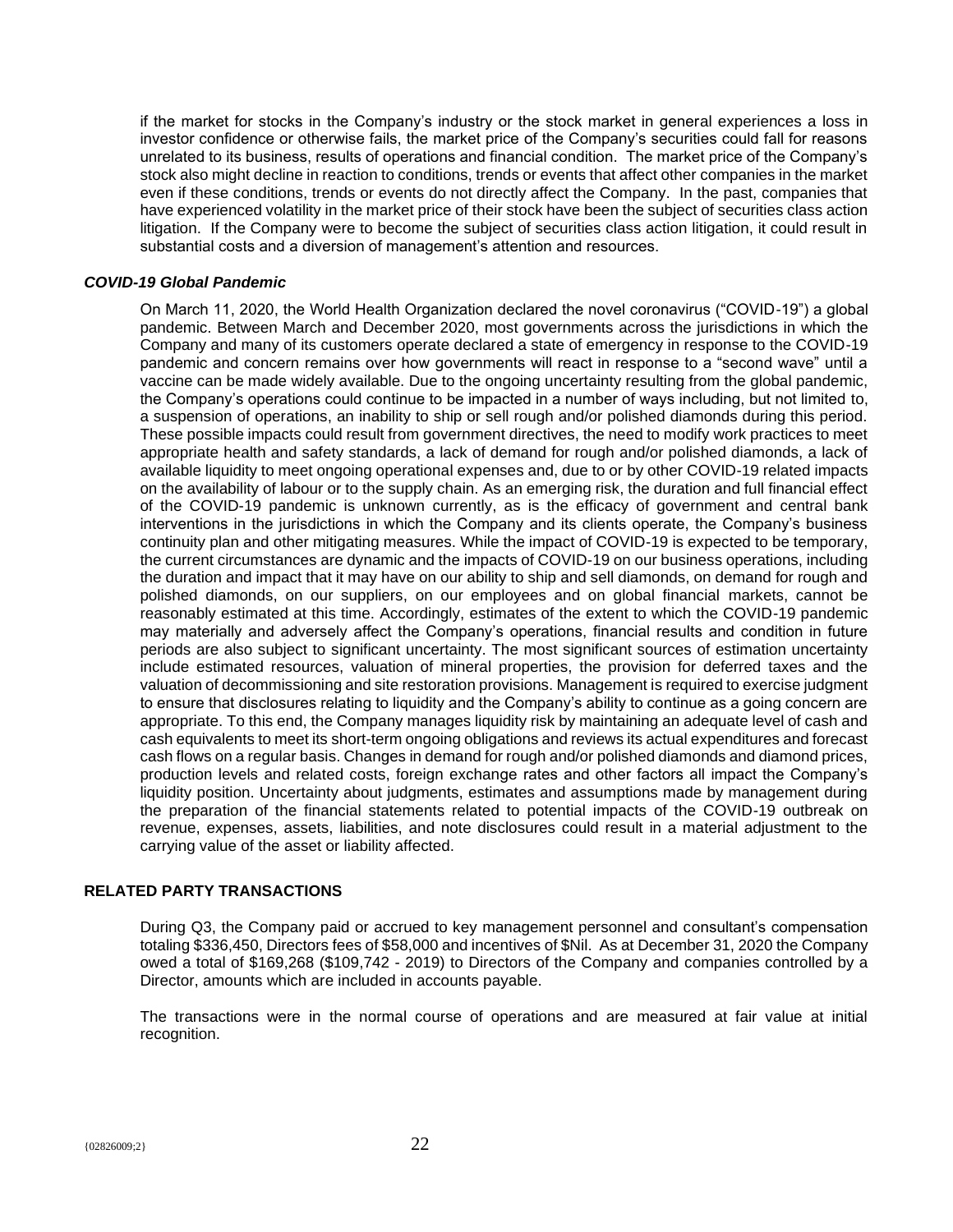if the market for stocks in the Company's industry or the stock market in general experiences a loss in investor confidence or otherwise fails, the market price of the Company's securities could fall for reasons unrelated to its business, results of operations and financial condition. The market price of the Company's stock also might decline in reaction to conditions, trends or events that affect other companies in the market even if these conditions, trends or events do not directly affect the Company. In the past, companies that have experienced volatility in the market price of their stock have been the subject of securities class action litigation. If the Company were to become the subject of securities class action litigation, it could result in substantial costs and a diversion of management's attention and resources.

***COVID-19 Global Pandemic***

On March 11, 2020, the World Health Organization declared the novel coronavirus ("COVID-19") a global pandemic. Between March and December 2020, most governments across the jurisdictions in which the Company and many of its customers operate declared a state of emergency in response to the COVID-19 pandemic and concern remains over how governments will react in response to a "second wave" until a vaccine can be made widely available. Due to the ongoing uncertainty resulting from the global pandemic, the Company's operations could continue to be impacted in a number of ways including, but not limited to, a suspension of operations, an inability to ship or sell rough and/or polished diamonds during this period. These possible impacts could result from government directives, the need to modify work practices to meet appropriate health and safety standards, a lack of demand for rough and/or polished diamonds, a lack of available liquidity to meet ongoing operational expenses and, due to or by other COVID-19 related impacts on the availability of labour or to the supply chain. As an emerging risk, the duration and full financial effect of the COVID-19 pandemic is unknown currently, as is the efficacy of government and central bank interventions in the jurisdictions in which the Company and its clients operate, the Company's business continuity plan and other mitigating measures. While the impact of COVID-19 is expected to be temporary, the current circumstances are dynamic and the impacts of COVID-19 on our business operations, including the duration and impact that it may have on our ability to ship and sell diamonds, on demand for rough and polished diamonds, on our suppliers, on our employees and on global financial markets, cannot be reasonably estimated at this time. Accordingly, estimates of the extent to which the COVID-19 pandemic may materially and adversely affect the Company's operations, financial results and condition in future periods are also subject to significant uncertainty. The most significant sources of estimation uncertainty include estimated resources, valuation of mineral properties, the provision for deferred taxes and the valuation of decommissioning and site restoration provisions. Management is required to exercise judgment to ensure that disclosures relating to liquidity and the Company's ability to continue as a going concern are appropriate. To this end, the Company manages liquidity risk by maintaining an adequate level of cash and cash equivalents to meet its short-term ongoing obligations and reviews its actual expenditures and forecast cash flows on a regular basis. Changes in demand for rough and/or polished diamonds and diamond prices, production levels and related costs, foreign exchange rates and other factors all impact the Company's liquidity position. Uncertainty about judgments, estimates and assumptions made by management during the preparation of the financial statements related to potential impacts of the COVID-19 outbreak on revenue, expenses, assets, liabilities, and note disclosures could result in a material adjustment to the carrying value of the asset or liability affected.

## RELATED PARTY TRANSACTIONS

During Q3, the Company paid or accrued to key management personnel and consultant's compensation totaling $336,450, Directors fees of $58,000 and incentives of $Nil. As at December 31, 2020 the Company owed a total of $169,268 ($109,742 - 2019) to Directors of the Company and companies controlled by a Director, amounts which are included in accounts payable.

The transactions were in the normal course of operations and are measured at fair value at initial recognition.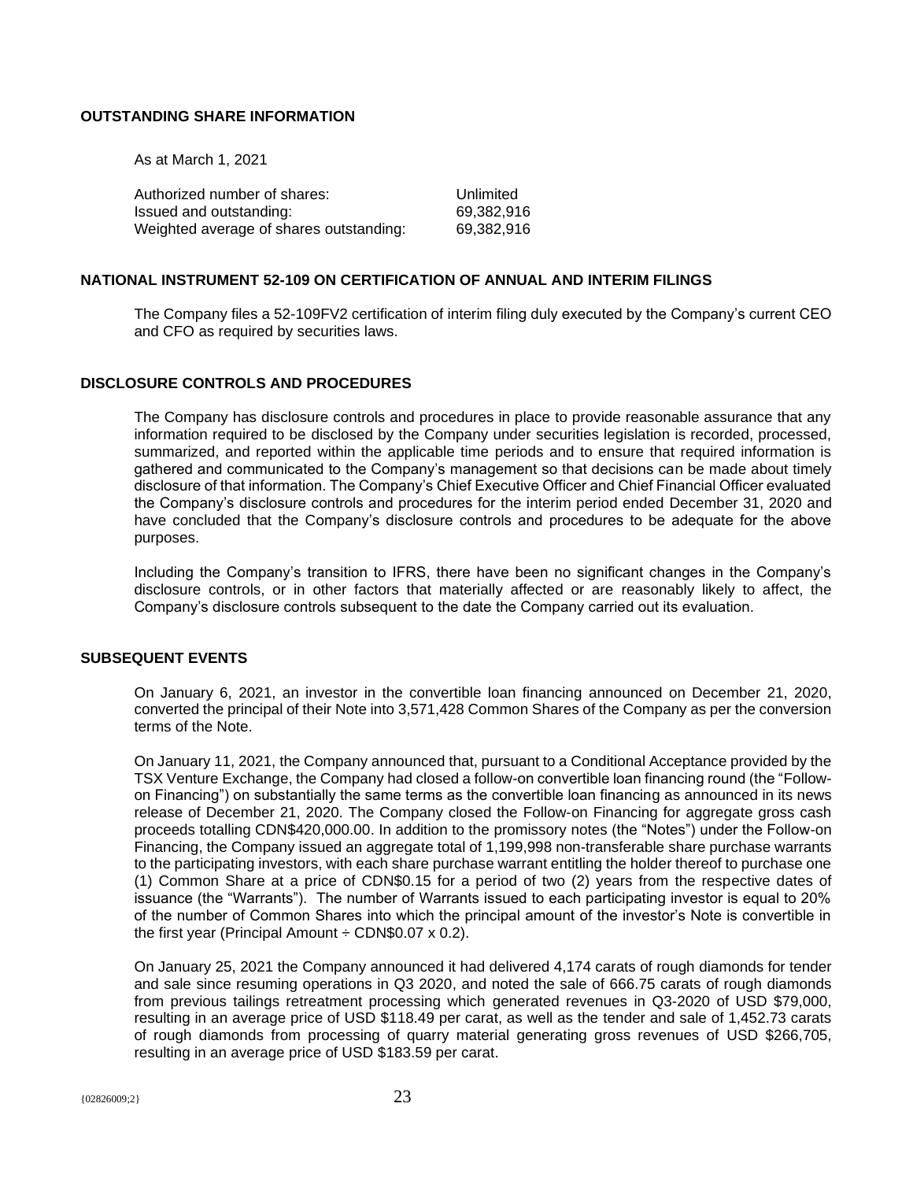## OUTSTANDING SHARE INFORMATION

As at March 1, 2021

| | |
|---|---|
| Authorized number of shares: | Unlimited |
| Issued and outstanding: | 69,382,916 |
| Weighted average of shares outstanding: | 69,382,916 |

## NATIONAL INSTRUMENT 52-109 ON CERTIFICATION OF ANNUAL AND INTERIM FILINGS

The Company files a 52-109FV2 certification of interim filing duly executed by the Company's current CEO and CFO as required by securities laws.

## DISCLOSURE CONTROLS AND PROCEDURES

The Company has disclosure controls and procedures in place to provide reasonable assurance that any information required to be disclosed by the Company under securities legislation is recorded, processed, summarized, and reported within the applicable time periods and to ensure that required information is gathered and communicated to the Company's management so that decisions can be made about timely disclosure of that information. The Company's Chief Executive Officer and Chief Financial Officer evaluated the Company's disclosure controls and procedures for the interim period ended December 31, 2020 and have concluded that the Company's disclosure controls and procedures to be adequate for the above purposes.

Including the Company's transition to IFRS, there have been no significant changes in the Company's disclosure controls, or in other factors that materially affected or are reasonably likely to affect, the Company's disclosure controls subsequent to the date the Company carried out its evaluation.

## SUBSEQUENT EVENTS

On January 6, 2021, an investor in the convertible loan financing announced on December 21, 2020, converted the principal of their Note into 3,571,428 Common Shares of the Company as per the conversion terms of the Note.

On January 11, 2021, the Company announced that, pursuant to a Conditional Acceptance provided by the TSX Venture Exchange, the Company had closed a follow-on convertible loan financing round (the "Follow-on Financing") on substantially the same terms as the convertible loan financing as announced in its news release of December 21, 2020. The Company closed the Follow-on Financing for aggregate gross cash proceeds totalling CDN$420,000.00. In addition to the promissory notes (the "Notes") under the Follow-on Financing, the Company issued an aggregate total of 1,199,998 non-transferable share purchase warrants to the participating investors, with each share purchase warrant entitling the holder thereof to purchase one (1) Common Share at a price of CDN$0.15 for a period of two (2) years from the respective dates of issuance (the "Warrants"). The number of Warrants issued to each participating investor is equal to 20% of the number of Common Shares into which the principal amount of the investor's Note is convertible in the first year (Principal Amount ÷ CDN$0.07 x 0.2).

On January 25, 2021 the Company announced it had delivered 4,174 carats of rough diamonds for tender and sale since resuming operations in Q3 2020, and noted the sale of 666.75 carats of rough diamonds from previous tailings retreatment processing which generated revenues in Q3-2020 of USD $79,000, resulting in an average price of USD $118.49 per carat, as well as the tender and sale of 1,452.73 carats of rough diamonds from processing of quarry material generating gross revenues of USD $266,705, resulting in an average price of USD $183.59 per carat.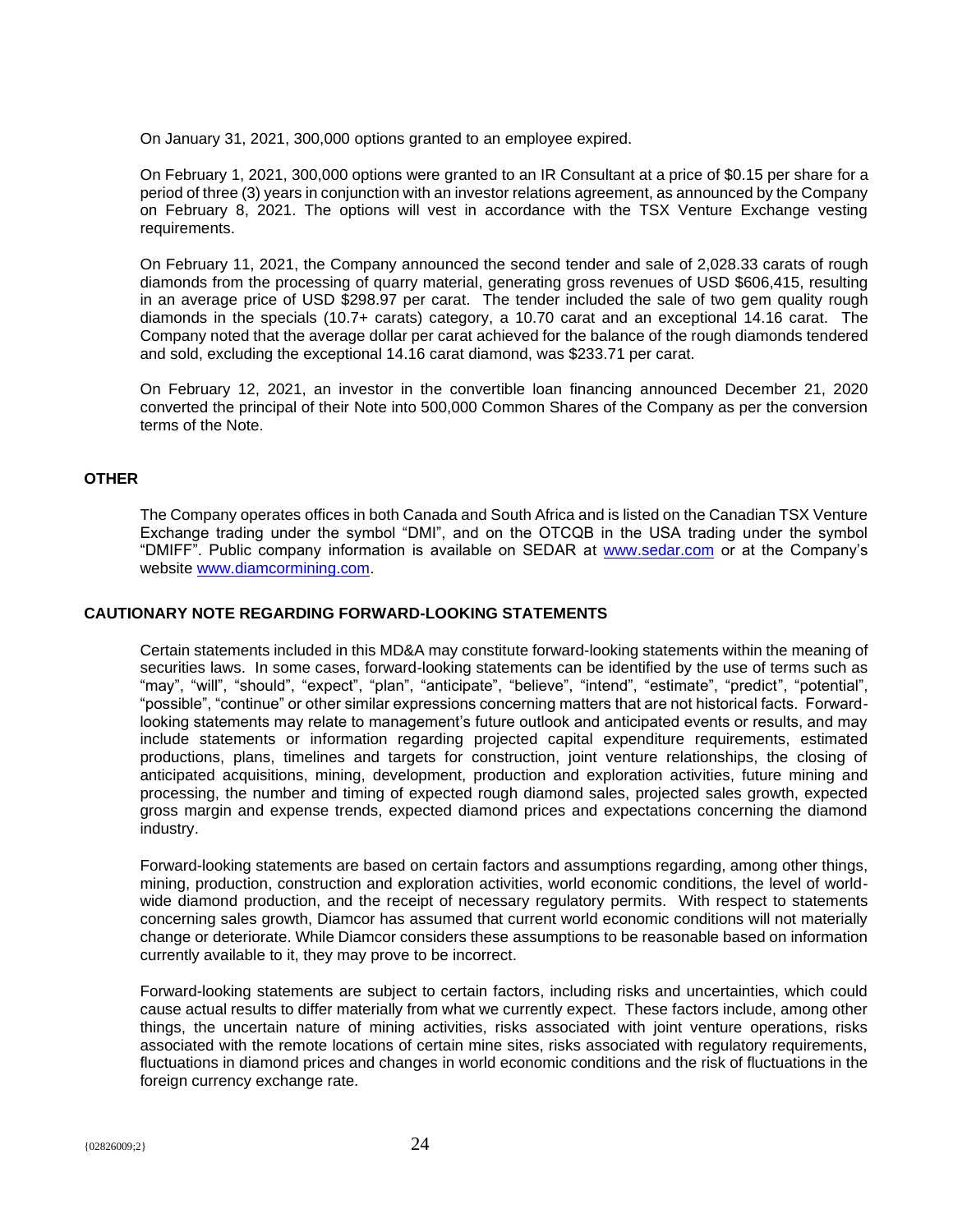On January 31, 2021, 300,000 options granted to an employee expired.

On February 1, 2021, 300,000 options were granted to an IR Consultant at a price of $0.15 per share for a period of three (3) years in conjunction with an investor relations agreement, as announced by the Company on February 8, 2021. The options will vest in accordance with the TSX Venture Exchange vesting requirements.

On February 11, 2021, the Company announced the second tender and sale of 2,028.33 carats of rough diamonds from the processing of quarry material, generating gross revenues of USD $606,415, resulting in an average price of USD $298.97 per carat. The tender included the sale of two gem quality rough diamonds in the specials (10.7+ carats) category, a 10.70 carat and an exceptional 14.16 carat. The Company noted that the average dollar per carat achieved for the balance of the rough diamonds tendered and sold, excluding the exceptional 14.16 carat diamond, was $233.71 per carat.

On February 12, 2021, an investor in the convertible loan financing announced December 21, 2020 converted the principal of their Note into 500,000 Common Shares of the Company as per the conversion terms of the Note.

## OTHER

The Company operates offices in both Canada and South Africa and is listed on the Canadian TSX Venture Exchange trading under the symbol "DMI", and on the OTCQB in the USA trading under the symbol "DMIFF". Public company information is available on SEDAR at www.sedar.com or at the Company's website www.diamcormining.com.

## CAUTIONARY NOTE REGARDING FORWARD-LOOKING STATEMENTS

Certain statements included in this MD&A may constitute forward-looking statements within the meaning of securities laws. In some cases, forward-looking statements can be identified by the use of terms such as "may", "will", "should", "expect", "plan", "anticipate", "believe", "intend", "estimate", "predict", "potential", "possible", "continue" or other similar expressions concerning matters that are not historical facts. Forward-looking statements may relate to management's future outlook and anticipated events or results, and may include statements or information regarding projected capital expenditure requirements, estimated productions, plans, timelines and targets for construction, joint venture relationships, the closing of anticipated acquisitions, mining, development, production and exploration activities, future mining and processing, the number and timing of expected rough diamond sales, projected sales growth, expected gross margin and expense trends, expected diamond prices and expectations concerning the diamond industry.

Forward-looking statements are based on certain factors and assumptions regarding, among other things, mining, production, construction and exploration activities, world economic conditions, the level of world-wide diamond production, and the receipt of necessary regulatory permits. With respect to statements concerning sales growth, Diamcor has assumed that current world economic conditions will not materially change or deteriorate. While Diamcor considers these assumptions to be reasonable based on information currently available to it, they may prove to be incorrect.

Forward-looking statements are subject to certain factors, including risks and uncertainties, which could cause actual results to differ materially from what we currently expect. These factors include, among other things, the uncertain nature of mining activities, risks associated with joint venture operations, risks associated with the remote locations of certain mine sites, risks associated with regulatory requirements, fluctuations in diamond prices and changes in world economic conditions and the risk of fluctuations in the foreign currency exchange rate.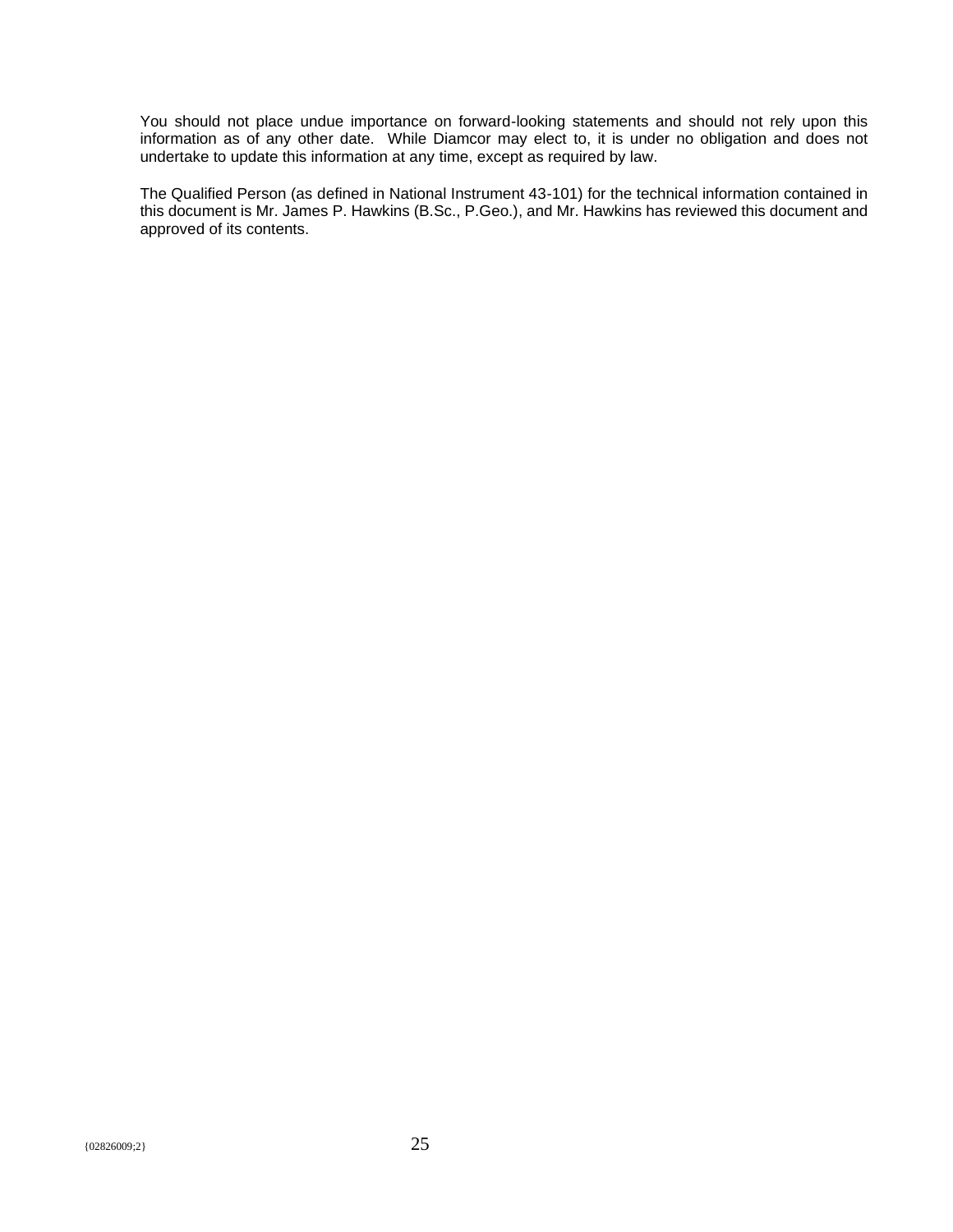You should not place undue importance on forward-looking statements and should not rely upon this information as of any other date. While Diamcor may elect to, it is under no obligation and does not undertake to update this information at any time, except as required by law.

The Qualified Person (as defined in National Instrument 43-101) for the technical information contained in this document is Mr. James P. Hawkins (B.Sc., P.Geo.), and Mr. Hawkins has reviewed this document and approved of its contents.